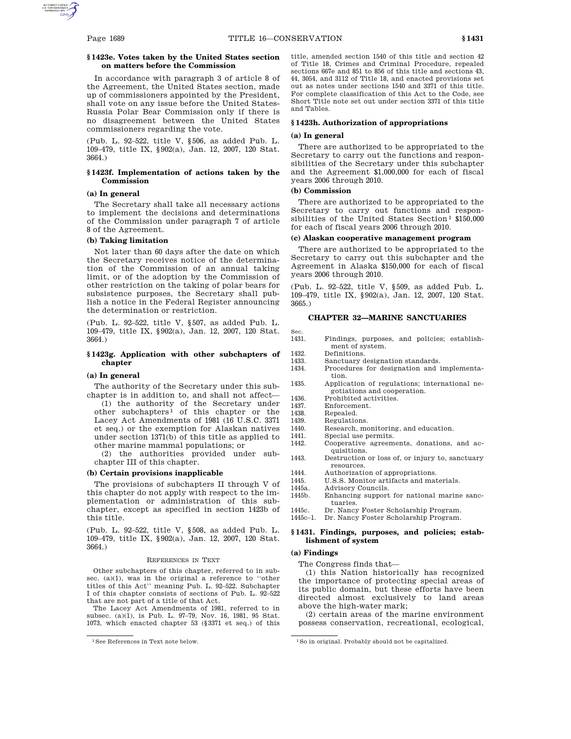### § 1423e. Votes taken by the United States section on matters before the Commission

In accordance with paragraph 3 of article 8 of the Agreement, the United States section, made up of commissioners appointed by the President, shall vote on any issue before the United States-Russia Polar Bear Commission only if there is no disagreement between the United States commissioners regarding the vote.

(Pub. L. 92–522, title V, § 506, as added Pub. L. 109–479, title IX, § 902(a), Jan. 12, 2007, 120 Stat. 3664.)

### § 1423f. Implementation of actions taken by the Commission

#### (a) In general

The Secretary shall take all necessary actions to implement the decisions and determinations of the Commission under paragraph 7 of article 8 of the Agreement.

#### (b) Taking limitation

Not later than 60 days after the date on which the Secretary receives notice of the determination of the Commission of an annual taking limit, or of the adoption by the Commission of other restriction on the taking of polar bears for subsistence purposes, the Secretary shall publish a notice in the Federal Register announcing the determination or restriction.

(Pub. L. 92–522, title V, § 507, as added Pub. L. 109–479, title IX, § 902(a), Jan. 12, 2007, 120 Stat. 3664.)

### § 1423g. Application with other subchapters of chapter

#### (a) In general

The authority of the Secretary under this subchapter is in addition to, and shall not affect—

(1) the authority of the Secretary under other subchapters[1] of this chapter or the Lacey Act Amendments of 1981 (16 U.S.C. 3371 et seq.) or the exemption for Alaskan natives under section 1371(b) of this title as applied to other marine mammal populations; or

(2) the authorities provided under subchapter III of this chapter.

#### (b) Certain provisions inapplicable

The provisions of subchapters II through V of this chapter do not apply with respect to the implementation or administration of this subchapter, except as specified in section 1423b of this title.

(Pub. L. 92–522, title V, § 508, as added Pub. L. 109–479, title IX, § 902(a), Jan. 12, 2007, 120 Stat. 3664.)

REFERENCES IN TEXT

Other subchapters of this chapter, referred to in subsec. (a)(1), was in the original a reference to ''other titles of this Act'' meaning Pub. L. 92–522. Subchapter I of this chapter consists of sections of Pub. L. 92–522 that are not part of a title of that Act.

The Lacey Act Amendments of 1981, referred to in subsec. (a)(1), is Pub. L. 97–79, Nov. 16, 1981, 95 Stat. 1073, which enacted chapter 53 (§ 3371 et seq.) of this title, amended section 1540 of this title and section 42 of Title 18, Crimes and Criminal Procedure, repealed sections 667e and 851 to 856 of this title and sections 43, 44, 3054, and 3112 of Title 18, and enacted provisions set out as notes under sections 1540 and 3371 of this title. For complete classification of this Act to the Code, see Short Title note set out under section 3371 of this title and Tables.

[1] See References in Text note below.

### § 1423h. Authorization of appropriations

#### (a) In general

There are authorized to be appropriated to the Secretary to carry out the functions and responsibilities of the Secretary under this subchapter and the Agreement $1,000,000 for each of fiscal years 2006 through 2010.

#### (b) Commission

There are authorized to be appropriated to the Secretary to carry out functions and responsibilities of the United States Section[1] $150,000 for each of fiscal years 2006 through 2010.

#### (c) Alaskan cooperative management program

There are authorized to be appropriated to the Secretary to carry out this subchapter and the Agreement in Alaska $150,000 for each of fiscal years 2006 through 2010.

(Pub. L. 92–522, title V, § 509, as added Pub. L. 109–479, title IX, § 902(a), Jan. 12, 2007, 120 Stat. 3665.)

[1] So in original. Probably should not be capitalized.

## CHAPTER 32—MARINE SANCTUARIES

| Sec. | |
|---|---|
| 1431. | Findings, purposes, and policies; establishment of system. |
| 1432. | Definitions. |
| 1433. | Sanctuary designation standards. |
| 1434. | Procedures for designation and implementation. |
| 1435. | Application of regulations; international negotiations and cooperation. |
| 1436. | Prohibited activities. |
| 1437. | Enforcement. |
| 1438. | Repealed. |
| 1439. | Regulations. |
| 1440. | Research, monitoring, and education. |
| 1441. | Special use permits. |
| 1442. | Cooperative agreements, donations, and acquisitions. |
| 1443. | Destruction or loss of, or injury to, sanctuary resources. |
| 1444. | Authorization of appropriations. |
| 1445. | U.S.S. Monitor artifacts and materials. |
| 1445a. | Advisory Councils. |
| 1445b. | Enhancing support for national marine sanctuaries. |
| 1445c. | Dr. Nancy Foster Scholarship Program. |
| 1445c–1. | Dr. Nancy Foster Scholarship Program. |

### § 1431. Findings, purposes, and policies; establishment of system

#### (a) Findings

The Congress finds that—

(1) this Nation historically has recognized the importance of protecting special areas of its public domain, but these efforts have been directed almost exclusively to land areas above the high-water mark;

(2) certain areas of the marine environment possess conservation, recreational, ecological,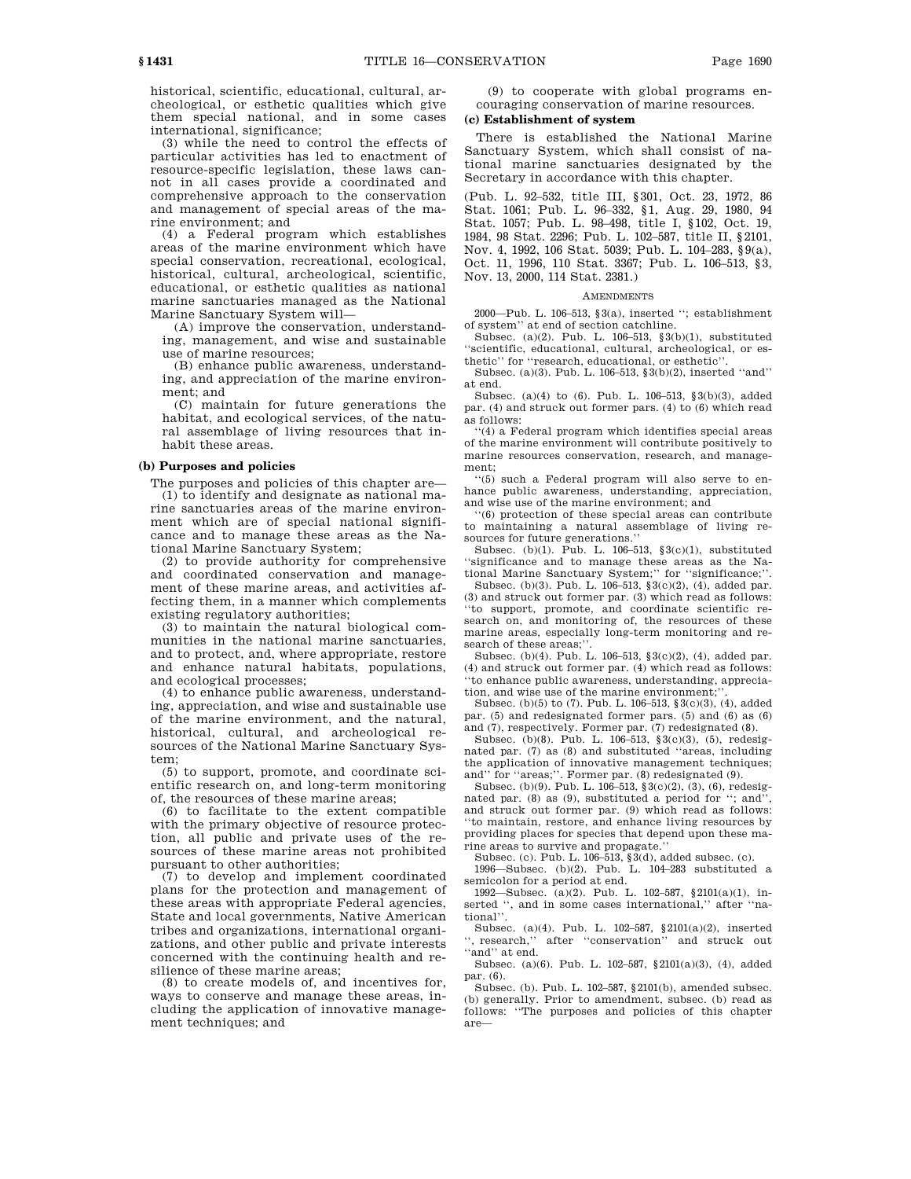historical, scientific, educational, cultural, archeological, or esthetic qualities which give them special national, and in some cases international, significance;

(3) while the need to control the effects of particular activities has led to enactment of resource-specific legislation, these laws cannot in all cases provide a coordinated and comprehensive approach to the conservation and management of special areas of the marine environment; and

(4) a Federal program which establishes areas of the marine environment which have special conservation, recreational, ecological, historical, cultural, archeological, scientific, educational, or esthetic qualities as national marine sanctuaries managed as the National Marine Sanctuary System will—

(A) improve the conservation, understanding, management, and wise and sustainable use of marine resources;

(B) enhance public awareness, understanding, and appreciation of the marine environment; and

(C) maintain for future generations the habitat, and ecological services, of the natural assemblage of living resources that inhabit these areas.

## (b) Purposes and policies

The purposes and policies of this chapter are—

(1) to identify and designate as national marine sanctuaries areas of the marine environment which are of special national significance and to manage these areas as the National Marine Sanctuary System;

(2) to provide authority for comprehensive and coordinated conservation and management of these marine areas, and activities affecting them, in a manner which complements existing regulatory authorities;

(3) to maintain the natural biological communities in the national marine sanctuaries, and to protect, and, where appropriate, restore and enhance natural habitats, populations, and ecological processes;

(4) to enhance public awareness, understanding, appreciation, and wise and sustainable use of the marine environment, and the natural, historical, cultural, and archeological resources of the National Marine Sanctuary System;

(5) to support, promote, and coordinate scientific research on, and long-term monitoring of, the resources of these marine areas;

(6) to facilitate to the extent compatible with the primary objective of resource protection, all public and private uses of the resources of these marine areas not prohibited pursuant to other authorities;

(7) to develop and implement coordinated plans for the protection and management of these areas with appropriate Federal agencies, State and local governments, Native American tribes and organizations, international organizations, and other public and private interests concerned with the continuing health and resilience of these marine areas;

(8) to create models of, and incentives for, ways to conserve and manage these areas, including the application of innovative management techniques; and

(9) to cooperate with global programs encouraging conservation of marine resources.

## (c) Establishment of system

There is established the National Marine Sanctuary System, which shall consist of national marine sanctuaries designated by the Secretary in accordance with this chapter.

(Pub. L. 92–532, title III, §301, Oct. 23, 1972, 86 Stat. 1061; Pub. L. 96–332, §1, Aug. 29, 1980, 94 Stat. 1057; Pub. L. 98–498, title I, §102, Oct. 19, 1984, 98 Stat. 2296; Pub. L. 102–587, title II, §2101, Nov. 4, 1992, 106 Stat. 5039; Pub. L. 104–283, §9(a), Oct. 11, 1996, 110 Stat. 3367; Pub. L. 106–513, §3, Nov. 13, 2000, 114 Stat. 2381.)

### Amendments

2000—Pub. L. 106–513, §3(a), inserted ''; establishment of system'' at end of section catchline.

Subsec. (a)(2). Pub. L. 106–513, §3(b)(1), substituted ''scientific, educational, cultural, archeological, or esthetic'' for ''research, educational, or esthetic''.

Subsec. (a)(3). Pub. L. 106–513, §3(b)(2), inserted ''and'' at end.

Subsec. (a)(4) to (6). Pub. L. 106–513, §3(b)(3), added par. (4) and struck out former pars. (4) to (6) which read as follows:

''(4) a Federal program which identifies special areas of the marine environment will contribute positively to marine resources conservation, research, and management;

''(5) such a Federal program will also serve to enhance public awareness, understanding, appreciation, and wise use of the marine environment; and

''(6) protection of these special areas can contribute to maintaining a natural assemblage of living resources for future generations.''

Subsec. (b)(1). Pub. L. 106–513, §3(c)(1), substituted ''significance and to manage these areas as the National Marine Sanctuary System;'' for ''significance;''.

Subsec. (b)(3). Pub. L. 106–513, §3(c)(2), (4), added par. (3) and struck out former par. (3) which read as follows: ''to support, promote, and coordinate scientific research on, and monitoring of, the resources of these marine areas, especially long-term monitoring and research of these areas;''.

Subsec. (b)(4). Pub. L. 106–513, §3(c)(2), (4), added par. (4) and struck out former par. (4) which read as follows: ''to enhance public awareness, understanding, appreciation, and wise use of the marine environment;''.

Subsec. (b)(5) to (7). Pub. L. 106–513, §3(c)(3), (4), added par. (5) and redesignated former pars. (5) and (6) as (6) and (7), respectively. Former par. (7) redesignated (8).

Subsec. (b)(8). Pub. L. 106–513, §3(c)(3), (5), redesignated par. (7) as (8) and substituted ''areas, including the application of innovative management techniques; and'' for ''areas;''. Former par. (8) redesignated (9).

Subsec. (b)(9). Pub. L. 106–513, §3(c)(2), (3), (6), redesignated par. (8) as (9), substituted a period for ''; and'', and struck out former par. (9) which read as follows: ''to maintain, restore, and enhance living resources by providing places for species that depend upon these marine areas to survive and propagate.''

Subsec. (c). Pub. L. 106–513, §3(d), added subsec. (c).

1996—Subsec. (b)(2). Pub. L. 104–283 substituted a semicolon for a period at end.

1992—Subsec. (a)(2). Pub. L. 102–587, §2101(a)(1), inserted '', and in some cases international,'' after ''national''.

Subsec. (a)(4). Pub. L. 102–587, §2101(a)(2), inserted '', research,'' after ''conservation'' and struck out ''and'' at end.

Subsec. (a)(6). Pub. L. 102–587, §2101(a)(3), (4), added par. (6).

Subsec. (b). Pub. L. 102–587, §2101(b), amended subsec. (b) generally. Prior to amendment, subsec. (b) read as follows: ''The purposes and policies of this chapter are—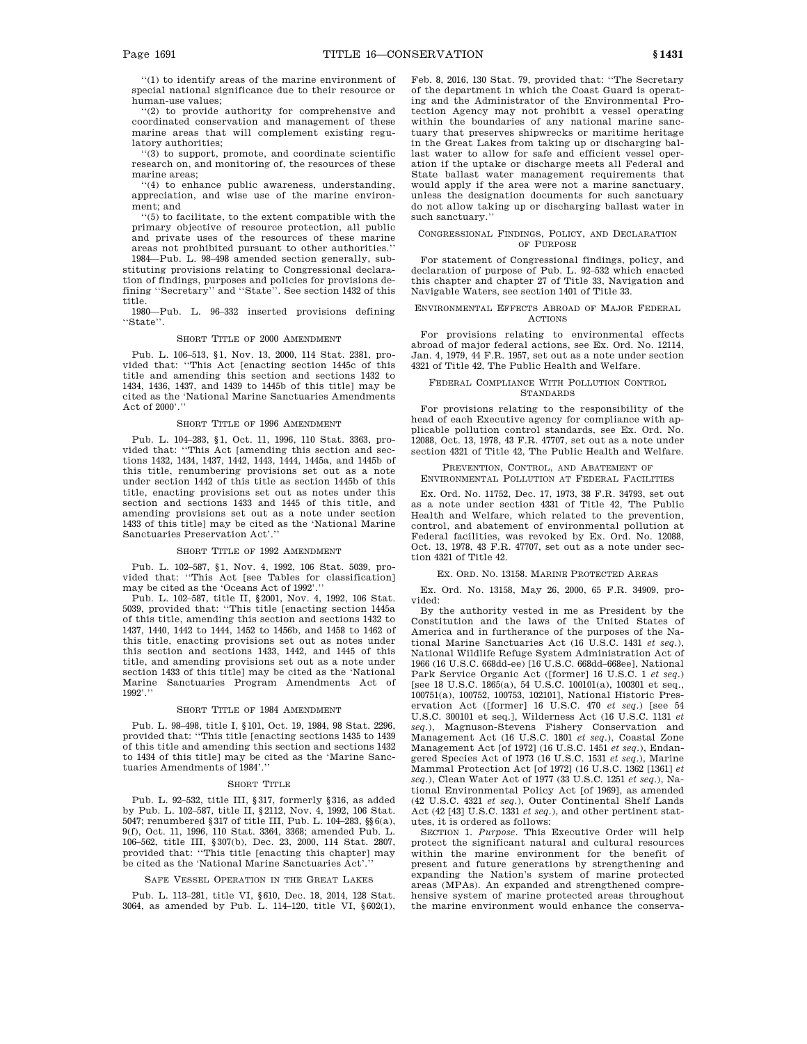"(1) to identify areas of the marine environment of special national significance due to their resource or human-use values;

"(2) to provide authority for comprehensive and coordinated conservation and management of these marine areas that will complement existing regulatory authorities;

"(3) to support, promote, and coordinate scientific research on, and monitoring of, the resources of these marine areas;

"(4) to enhance public awareness, understanding, appreciation, and wise use of the marine environment; and

"(5) to facilitate, to the extent compatible with the primary objective of resource protection, all public and private uses of the resources of these marine areas not prohibited pursuant to other authorities."

1984—Pub. L. 98–498 amended section generally, substituting provisions relating to Congressional declaration of findings, purposes and policies for provisions defining "Secretary" and "State". See section 1432 of this title.

1980—Pub. L. 96–332 inserted provisions defining "State".

SHORT TITLE OF 2000 AMENDMENT

Pub. L. 106–513, §1, Nov. 13, 2000, 114 Stat. 2381, provided that: "This Act [enacting section 1445c of this title and amending this section and sections 1432 to 1434, 1436, 1437, and 1439 to 1445b of this title] may be cited as the 'National Marine Sanctuaries Amendments Act of 2000'."

SHORT TITLE OF 1996 AMENDMENT

Pub. L. 104–283, §1, Oct. 11, 1996, 110 Stat. 3363, provided that: "This Act [amending this section and sections 1432, 1434, 1437, 1442, 1443, 1444, 1445a, and 1445b of this title, renumbering provisions set out as a note under section 1442 of this title as section 1445b of this title, enacting provisions set out as notes under this section and sections 1433 and 1445 of this title, and amending provisions set out as a note under section 1433 of this title] may be cited as the 'National Marine Sanctuaries Preservation Act'."

SHORT TITLE OF 1992 AMENDMENT

Pub. L. 102–587, §1, Nov. 4, 1992, 106 Stat. 5039, provided that: "This Act [see Tables for classification] may be cited as the 'Oceans Act of 1992'."

Pub. L. 102–587, title II, §2001, Nov. 4, 1992, 106 Stat. 5039, provided that: "This title [enacting section 1445a of this title, amending this section and sections 1432 to 1437, 1440, 1442 to 1444, 1452 to 1456b, and 1458 to 1462 of this title, enacting provisions set out as notes under this section and sections 1433, 1442, and 1445 of this title, and amending provisions set out as a note under section 1433 of this title] may be cited as the 'National Marine Sanctuaries Program Amendments Act of 1992'."

SHORT TITLE OF 1984 AMENDMENT

Pub. L. 98–498, title I, §101, Oct. 19, 1984, 98 Stat. 2296, provided that: "This title [enacting sections 1435 to 1439 of this title and amending this section and sections 1432 to 1434 of this title] may be cited as the 'Marine Sanctuaries Amendments of 1984'."

SHORT TITLE

Pub. L. 92–532, title III, §317, formerly §316, as added by Pub. L. 102–587, title II, §2112, Nov. 4, 1992, 106 Stat. 5047; renumbered §317 of title III, Pub. L. 104–283, §§6(a), 9(f), Oct. 11, 1996, 110 Stat. 3364, 3368; amended Pub. L. 106–562, title III, §307(b), Dec. 23, 2000, 114 Stat. 2807, provided that: "This title [enacting this chapter] may be cited as the 'National Marine Sanctuaries Act'."

SAFE VESSEL OPERATION IN THE GREAT LAKES

Pub. L. 113–281, title VI, §610, Dec. 18, 2014, 128 Stat. 3064, as amended by Pub. L. 114–120, title VI, §602(1), Feb. 8, 2016, 130 Stat. 79, provided that: "The Secretary of the department in which the Coast Guard is operating and the Administrator of the Environmental Protection Agency may not prohibit a vessel operating within the boundaries of any national marine sanctuary that preserves shipwrecks or maritime heritage in the Great Lakes from taking up or discharging ballast water to allow for safe and efficient vessel operation if the uptake or discharge meets all Federal and State ballast water management requirements that would apply if the area were not a marine sanctuary, unless the designation documents for such sanctuary do not allow taking up or discharging ballast water in such sanctuary."

CONGRESSIONAL FINDINGS, POLICY, AND DECLARATION OF PURPOSE

For statement of Congressional findings, policy, and declaration of purpose of Pub. L. 92–532 which enacted this chapter and chapter 27 of Title 33, Navigation and Navigable Waters, see section 1401 of Title 33.

ENVIRONMENTAL EFFECTS ABROAD OF MAJOR FEDERAL ACTIONS

For provisions relating to environmental effects abroad of major federal actions, see Ex. Ord. No. 12114, Jan. 4, 1979, 44 F.R. 1957, set out as a note under section 4321 of Title 42, The Public Health and Welfare.

FEDERAL COMPLIANCE WITH POLLUTION CONTROL STANDARDS

For provisions relating to the responsibility of the head of each Executive agency for compliance with applicable pollution control standards, see Ex. Ord. No. 12088, Oct. 13, 1978, 43 F.R. 47707, set out as a note under section 4321 of Title 42, The Public Health and Welfare.

PREVENTION, CONTROL, AND ABATEMENT OF ENVIRONMENTAL POLLUTION AT FEDERAL FACILITIES

Ex. Ord. No. 11752, Dec. 17, 1973, 38 F.R. 34793, set out as a note under section 4331 of Title 42, The Public Health and Welfare, which related to the prevention, control, and abatement of environmental pollution at Federal facilities, was revoked by Ex. Ord. No. 12088, Oct. 13, 1978, 43 F.R. 47707, set out as a note under section 4321 of Title 42.

EX. ORD. NO. 13158. MARINE PROTECTED AREAS

Ex. Ord. No. 13158, May 26, 2000, 65 F.R. 34909, provided:

By the authority vested in me as President by the Constitution and the laws of the United States of America and in furtherance of the purposes of the National Marine Sanctuaries Act (16 U.S.C. 1431 *et seq.*), National Wildlife Refuge System Administration Act of 1966 (16 U.S.C. 668dd-ee) [16 U.S.C. 668dd–668ee], National Park Service Organic Act ([former] 16 U.S.C. 1 *et seq.*) [see 18 U.S.C. 1865(a), 54 U.S.C. 100101(a), 100301 et seq., 100751(a), 100752, 100753, 102101], National Historic Preservation Act ([former] 16 U.S.C. 470 *et seq.*) [see 54 U.S.C. 300101 et seq.], Wilderness Act (16 U.S.C. 1131 *et seq.*), Magnuson-Stevens Fishery Conservation and Management Act (16 U.S.C. 1801 *et seq.*), Coastal Zone Management Act [of 1972] (16 U.S.C. 1451 *et seq.*), Endangered Species Act of 1973 (16 U.S.C. 1531 *et seq.*), Marine Mammal Protection Act [of 1972] (16 U.S.C. 1362 [1361] *et seq.*), Clean Water Act of 1977 (33 U.S.C. 1251 *et seq.*), National Environmental Policy Act [of 1969], as amended (42 U.S.C. 4321 *et seq.*), Outer Continental Shelf Lands Act (42 [43] U.S.C. 1331 *et seq.*), and other pertinent statutes, it is ordered as follows:

SECTION 1. *Purpose*. This Executive Order will help protect the significant natural and cultural resources within the marine environment for the benefit of present and future generations by strengthening and expanding the Nation's system of marine protected areas (MPAs). An expanded and strengthened comprehensive system of marine protected areas throughout the marine environment would enhance the conserva-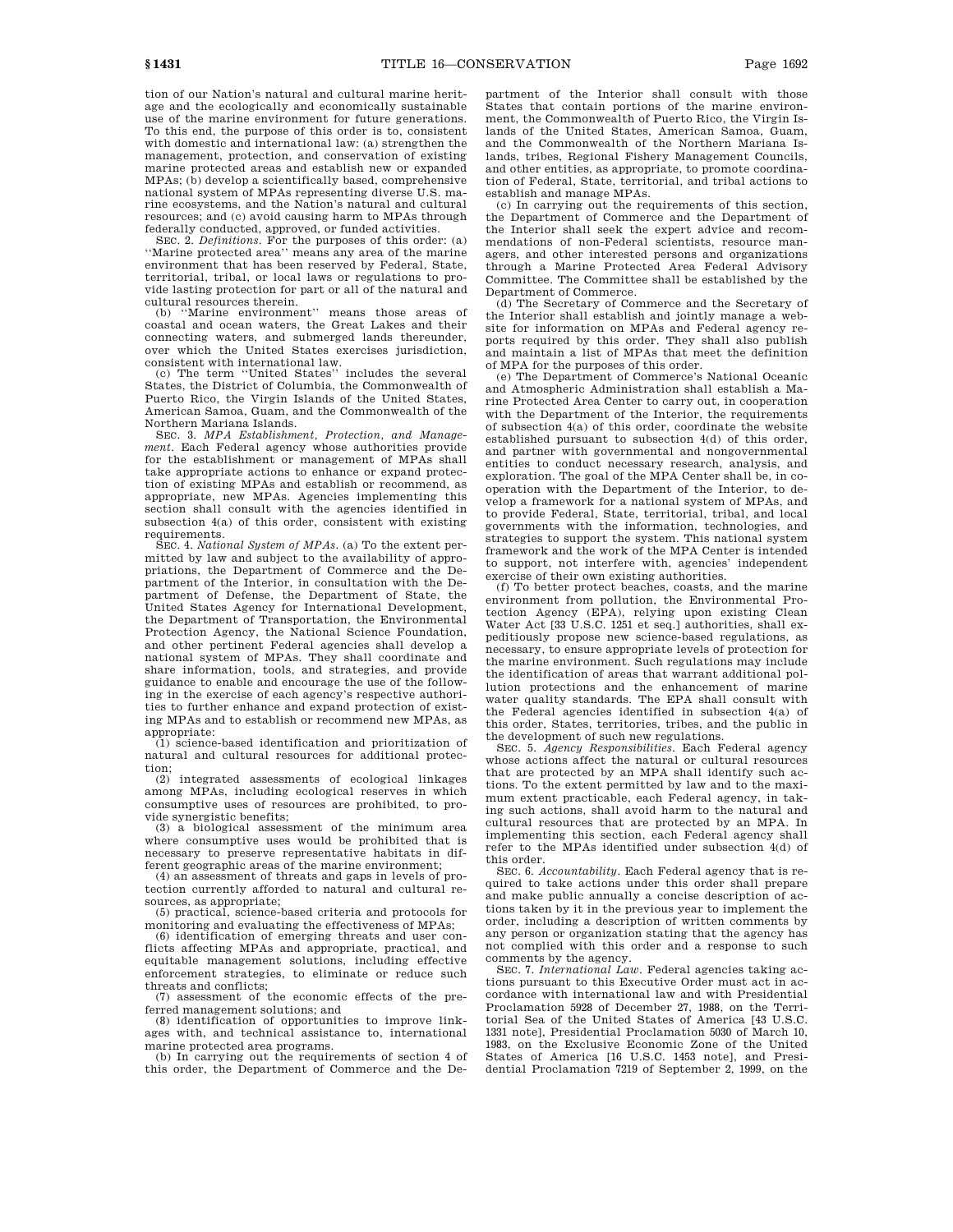tion of our Nation's natural and cultural marine heritage and the ecologically and economically sustainable use of the marine environment for future generations. To this end, the purpose of this order is to, consistent with domestic and international law: (a) strengthen the management, protection, and conservation of existing marine protected areas and establish new or expanded MPAs; (b) develop a scientifically based, comprehensive national system of MPAs representing diverse U.S. marine ecosystems, and the Nation's natural and cultural resources; and (c) avoid causing harm to MPAs through federally conducted, approved, or funded activities.

SEC. 2. *Definitions*. For the purposes of this order: (a) ''Marine protected area'' means any area of the marine environment that has been reserved by Federal, State, territorial, tribal, or local laws or regulations to provide lasting protection for part or all of the natural and cultural resources therein.

(b) ''Marine environment'' means those areas of coastal and ocean waters, the Great Lakes and their connecting waters, and submerged lands thereunder, over which the United States exercises jurisdiction, consistent with international law.

(c) The term ''United States'' includes the several States, the District of Columbia, the Commonwealth of Puerto Rico, the Virgin Islands of the United States, American Samoa, Guam, and the Commonwealth of the Northern Mariana Islands.

SEC. 3. *MPA Establishment, Protection, and Management*. Each Federal agency whose authorities provide for the establishment or management of MPAs shall take appropriate actions to enhance or expand protection of existing MPAs and establish or recommend, as appropriate, new MPAs. Agencies implementing this section shall consult with the agencies identified in subsection 4(a) of this order, consistent with existing requirements.

SEC. 4. *National System of MPAs*. (a) To the extent permitted by law and subject to the availability of appropriations, the Department of Commerce and the Department of the Interior, in consultation with the Department of Defense, the Department of State, the United States Agency for International Development, the Department of Transportation, the Environmental Protection Agency, the National Science Foundation, and other pertinent Federal agencies shall develop a national system of MPAs. They shall coordinate and share information, tools, and strategies, and provide guidance to enable and encourage the use of the following in the exercise of each agency's respective authorities to further enhance and expand protection of existing MPAs and to establish or recommend new MPAs, as appropriate:

(1) science-based identification and prioritization of natural and cultural resources for additional protection;

(2) integrated assessments of ecological linkages among MPAs, including ecological reserves in which consumptive uses of resources are prohibited, to provide synergistic benefits;

(3) a biological assessment of the minimum area where consumptive uses would be prohibited that is necessary to preserve representative habitats in different geographic areas of the marine environment;

(4) an assessment of threats and gaps in levels of protection currently afforded to natural and cultural resources, as appropriate;

(5) practical, science-based criteria and protocols for monitoring and evaluating the effectiveness of MPAs;

(6) identification of emerging threats and user conflicts affecting MPAs and appropriate, practical, and equitable management solutions, including effective enforcement strategies, to eliminate or reduce such threats and conflicts;

(7) assessment of the economic effects of the preferred management solutions; and

(8) identification of opportunities to improve linkages with, and technical assistance to, international marine protected area programs.

(b) In carrying out the requirements of section 4 of this order, the Department of Commerce and the Department of the Interior shall consult with those States that contain portions of the marine environment, the Commonwealth of Puerto Rico, the Virgin Islands of the United States, American Samoa, Guam, and the Commonwealth of the Northern Mariana Islands, tribes, Regional Fishery Management Councils, and other entities, as appropriate, to promote coordination of Federal, State, territorial, and tribal actions to establish and manage MPAs.

(c) In carrying out the requirements of this section, the Department of Commerce and the Department of the Interior shall seek the expert advice and recommendations of non-Federal scientists, resource managers, and other interested persons and organizations through a Marine Protected Area Federal Advisory Committee. The Committee shall be established by the Department of Commerce.

(d) The Secretary of Commerce and the Secretary of the Interior shall establish and jointly manage a website for information on MPAs and Federal agency reports required by this order. They shall also publish and maintain a list of MPAs that meet the definition of MPA for the purposes of this order.

(e) The Department of Commerce's National Oceanic and Atmospheric Administration shall establish a Marine Protected Area Center to carry out, in cooperation with the Department of the Interior, the requirements of subsection 4(a) of this order, coordinate the website established pursuant to subsection 4(d) of this order, and partner with governmental and nongovernmental entities to conduct necessary research, analysis, and exploration. The goal of the MPA Center shall be, in cooperation with the Department of the Interior, to develop a framework for a national system of MPAs, and to provide Federal, State, territorial, tribal, and local governments with the information, technologies, and strategies to support the system. This national system framework and the work of the MPA Center is intended to support, not interfere with, agencies' independent exercise of their own existing authorities.

(f) To better protect beaches, coasts, and the marine environment from pollution, the Environmental Protection Agency (EPA), relying upon existing Clean Water Act [33 U.S.C. 1251 et seq.] authorities, shall expeditiously propose new science-based regulations, as necessary, to ensure appropriate levels of protection for the marine environment. Such regulations may include the identification of areas that warrant additional pollution protections and the enhancement of marine water quality standards. The EPA shall consult with the Federal agencies identified in subsection 4(a) of this order, States, territories, tribes, and the public in the development of such new regulations.

SEC. 5. *Agency Responsibilities*. Each Federal agency whose actions affect the natural or cultural resources that are protected by an MPA shall identify such actions. To the extent permitted by law and to the maximum extent practicable, each Federal agency, in taking such actions, shall avoid harm to the natural and cultural resources that are protected by an MPA. In implementing this section, each Federal agency shall refer to the MPAs identified under subsection 4(d) of this order.

SEC. 6. *Accountability*. Each Federal agency that is required to take actions under this order shall prepare and make public annually a concise description of actions taken by it in the previous year to implement the order, including a description of written comments by any person or organization stating that the agency has not complied with this order and a response to such comments by the agency.

SEC. 7. *International Law*. Federal agencies taking actions pursuant to this Executive Order must act in accordance with international law and with Presidential Proclamation 5928 of December 27, 1988, on the Territorial Sea of the United States of America [43 U.S.C. 1331 note], Presidential Proclamation 5030 of March 10, 1983, on the Exclusive Economic Zone of the United States of America [16 U.S.C. 1453 note], and Presidential Proclamation 7219 of September 2, 1999, on the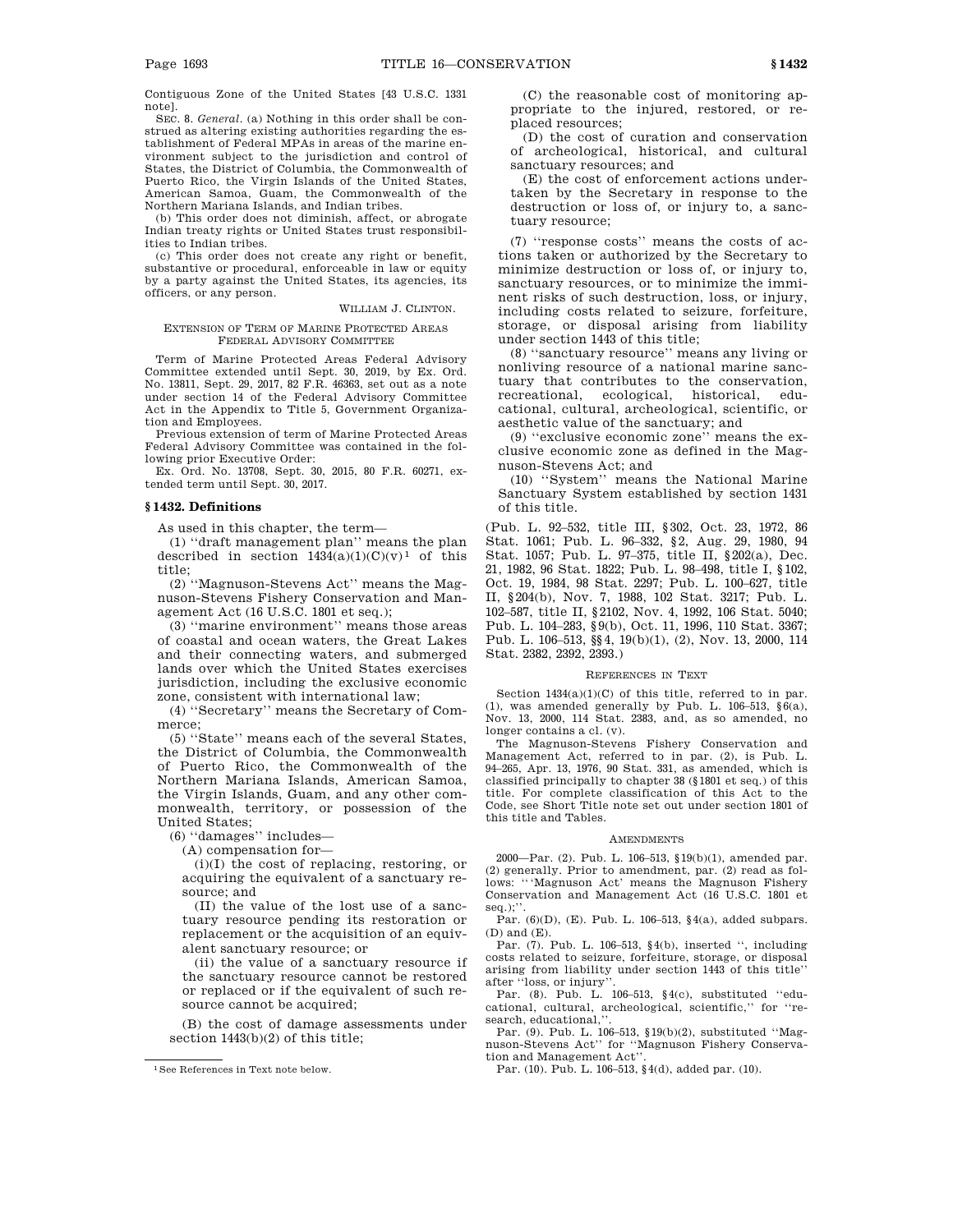Contiguous Zone of the United States [43 U.S.C. 1331 note].

SEC. 8. *General*. (a) Nothing in this order shall be construed as altering existing authorities regarding the establishment of Federal MPAs in areas of the marine environment subject to the jurisdiction and control of States, the District of Columbia, the Commonwealth of Puerto Rico, the Virgin Islands of the United States, American Samoa, Guam, the Commonwealth of the Northern Mariana Islands, and Indian tribes.

(b) This order does not diminish, affect, or abrogate Indian treaty rights or United States trust responsibilities to Indian tribes.

(c) This order does not create any right or benefit, substantive or procedural, enforceable in law or equity by a party against the United States, its agencies, its officers, or any person.

WILLIAM J. CLINTON.

EXTENSION OF TERM OF MARINE PROTECTED AREAS FEDERAL ADVISORY COMMITTEE

Term of Marine Protected Areas Federal Advisory Committee extended until Sept. 30, 2019, by Ex. Ord. No. 13811, Sept. 29, 2017, 82 F.R. 46363, set out as a note under section 14 of the Federal Advisory Committee Act in the Appendix to Title 5, Government Organization and Employees.

Previous extension of term of Marine Protected Areas Federal Advisory Committee was contained in the following prior Executive Order:

Ex. Ord. No. 13708, Sept. 30, 2015, 80 F.R. 60271, extended term until Sept. 30, 2017.

## § 1432. Definitions

As used in this chapter, the term—

(1) ''draft management plan'' means the plan described in section 1434(a)(1)(C)(v)[1] of this title;

(2) ''Magnuson-Stevens Act'' means the Magnuson-Stevens Fishery Conservation and Management Act (16 U.S.C. 1801 et seq.);

(3) ''marine environment'' means those areas of coastal and ocean waters, the Great Lakes and their connecting waters, and submerged lands over which the United States exercises jurisdiction, including the exclusive economic zone, consistent with international law;

(4) ''Secretary'' means the Secretary of Commerce;

(5) ''State'' means each of the several States, the District of Columbia, the Commonwealth of Puerto Rico, the Commonwealth of the Northern Mariana Islands, American Samoa, the Virgin Islands, Guam, and any other commonwealth, territory, or possession of the United States;

(6) ''damages'' includes—

(A) compensation for—

(i)(I) the cost of replacing, restoring, or acquiring the equivalent of a sanctuary resource; and

(II) the value of the lost use of a sanctuary resource pending its restoration or replacement or the acquisition of an equivalent sanctuary resource; or

(ii) the value of a sanctuary resource if the sanctuary resource cannot be restored or replaced or if the equivalent of such resource cannot be acquired;

(B) the cost of damage assessments under section 1443(b)(2) of this title;

(C) the reasonable cost of monitoring appropriate to the injured, restored, or replaced resources;

(D) the cost of curation and conservation of archeological, historical, and cultural sanctuary resources; and

(E) the cost of enforcement actions undertaken by the Secretary in response to the destruction or loss of, or injury to, a sanctuary resource;

(7) ''response costs'' means the costs of actions taken or authorized by the Secretary to minimize destruction or loss of, or injury to, sanctuary resources, or to minimize the imminent risks of such destruction, loss, or injury, including costs related to seizure, forfeiture, storage, or disposal arising from liability under section 1443 of this title;

(8) ''sanctuary resource'' means any living or nonliving resource of a national marine sanctuary that contributes to the conservation, recreational, ecological, historical, educational, cultural, archeological, scientific, or aesthetic value of the sanctuary; and

(9) ''exclusive economic zone'' means the exclusive economic zone as defined in the Magnuson-Stevens Act; and

(10) ''System'' means the National Marine Sanctuary System established by section 1431 of this title.

(Pub. L. 92–532, title III, § 302, Oct. 23, 1972, 86 Stat. 1061; Pub. L. 96–332, § 2, Aug. 29, 1980, 94 Stat. 1057; Pub. L. 97–375, title II, § 202(a), Dec. 21, 1982, 96 Stat. 1822; Pub. L. 98–498, title I, § 102, Oct. 19, 1984, 98 Stat. 2297; Pub. L. 100–627, title II, § 204(b), Nov. 7, 1988, 102 Stat. 3217; Pub. L. 102–587, title II, § 2102, Nov. 4, 1992, 106 Stat. 5040; Pub. L. 104–283, § 9(b), Oct. 11, 1996, 110 Stat. 3367; Pub. L. 106–513, §§ 4, 19(b)(1), (2), Nov. 13, 2000, 114 Stat. 2382, 2392, 2393.)

REFERENCES IN TEXT

Section 1434(a)(1)(C) of this title, referred to in par. (1), was amended generally by Pub. L. 106–513, § 6(a), Nov. 13, 2000, 114 Stat. 2383, and, as so amended, no longer contains a cl. (v).

The Magnuson-Stevens Fishery Conservation and Management Act, referred to in par. (2), is Pub. L. 94–265, Apr. 13, 1976, 90 Stat. 331, as amended, which is classified principally to chapter 38 (§ 1801 et seq.) of this title. For complete classification of this Act to the Code, see Short Title note set out under section 1801 of this title and Tables.

AMENDMENTS

2000—Par. (2). Pub. L. 106–513, § 19(b)(1), amended par. (2) generally. Prior to amendment, par. (2) read as follows: '''Magnuson Act' means the Magnuson Fishery Conservation and Management Act (16 U.S.C. 1801 et seq.);''.

Par. (6)(D), (E). Pub. L. 106–513, § 4(a), added subpars. (D) and (E).

Par. (7). Pub. L. 106–513, § 4(b), inserted '', including costs related to seizure, forfeiture, storage, or disposal arising from liability under section 1443 of this title'' after ''loss, or injury''.

Par. (8). Pub. L. 106–513, § 4(c), substituted ''educational, cultural, archeological, scientific,'' for ''research, educational,''.

Par. (9). Pub. L. 106–513, § 19(b)(2), substituted ''Magnuson-Stevens Act'' for ''Magnuson Fishery Conservation and Management Act''.

Par. (10). Pub. L. 106–513, § 4(d), added par. (10).

[1] See References in Text note below.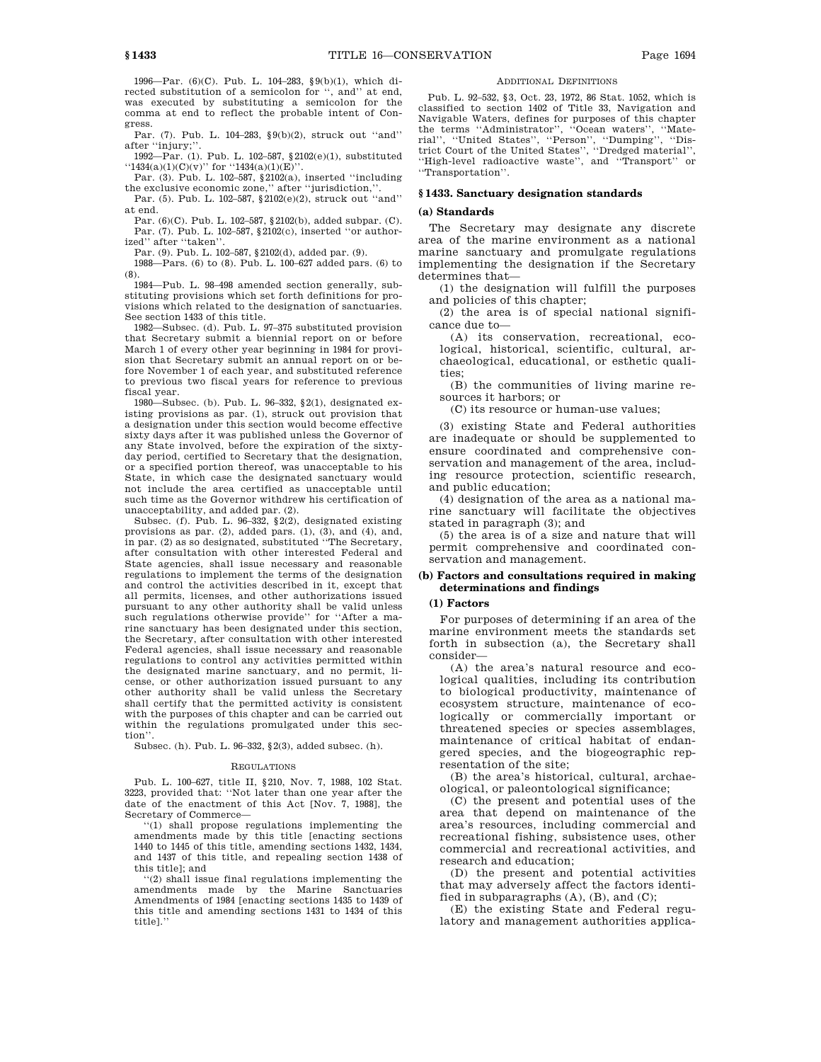1996—Par. (6)(C). Pub. L. 104–283, §9(b)(1), which directed substitution of a semicolon for '', and'' at end, was executed by substituting a semicolon for the comma at end to reflect the probable intent of Congress.

Par. (7). Pub. L. 104–283, §9(b)(2), struck out ''and'' after ''injury;''.

1992—Par. (1). Pub. L. 102–587, §2102(e)(1), substituted ''1434(a)(1)(C)(v)'' for ''1434(a)(1)(E)''.

Par. (3). Pub. L. 102–587, §2102(a), inserted ''including the exclusive economic zone,'' after ''jurisdiction,''.

Par. (5). Pub. L. 102–587, §2102(e)(2), struck out ''and'' at end.

Par. (6)(C). Pub. L. 102–587, §2102(b), added subpar. (C).

Par. (7). Pub. L. 102–587, §2102(c), inserted ''or authorized'' after ''taken''.

Par. (9). Pub. L. 102–587, §2102(d), added par. (9).

1988—Pars. (6) to (8). Pub. L. 100–627 added pars. (6) to (8).

1984—Pub. L. 98–498 amended section generally, substituting provisions which set forth definitions for provisions which related to the designation of sanctuaries. See section 1433 of this title.

1982—Subsec. (d). Pub. L. 97–375 substituted provision that Secretary submit a biennial report on or before March 1 of every other year beginning in 1984 for provision that Secretary submit an annual report on or before November 1 of each year, and substituted reference to previous two fiscal years for reference to previous fiscal year.

1980—Subsec. (b). Pub. L. 96–332, §2(1), designated existing provisions as par. (1), struck out provision that a designation under this section would become effective sixty days after it was published unless the Governor of any State involved, before the expiration of the sixty-day period, certified to Secretary that the designation, or a specified portion thereof, was unacceptable to his State, in which case the designated sanctuary would not include the area certified as unacceptable until such time as the Governor withdrew his certification of unacceptability, and added par. (2).

Subsec. (f). Pub. L. 96–332, §2(2), designated existing provisions as par. (2), added pars. (1), (3), and (4), and, in par. (2) as so designated, substituted ''The Secretary, after consultation with other interested Federal and State agencies, shall issue necessary and reasonable regulations to implement the terms of the designation and control the activities described in it, except that all permits, licenses, and other authorizations issued pursuant to any other authority shall be valid unless such regulations otherwise provide'' for ''After a marine sanctuary has been designated under this section, the Secretary, after consultation with other interested Federal agencies, shall issue necessary and reasonable regulations to control any activities permitted within the designated marine sanctuary, and no permit, license, or other authorization issued pursuant to any other authority shall be valid unless the Secretary shall certify that the permitted activity is consistent with the purposes of this chapter and can be carried out within the regulations promulgated under this section''.

Subsec. (h). Pub. L. 96–332, §2(3), added subsec. (h).

REGULATIONS

Pub. L. 100–627, title II, §210, Nov. 7, 1988, 102 Stat. 3223, provided that: ''Not later than one year after the date of the enactment of this Act [Nov. 7, 1988], the Secretary of Commerce—

''(1) shall propose regulations implementing the amendments made by this title [enacting sections 1440 to 1445 of this title, amending sections 1432, 1434, and 1437 of this title, and repealing section 1438 of this title]; and

''(2) shall issue final regulations implementing the amendments made by the Marine Sanctuaries Amendments of 1984 [enacting sections 1435 to 1439 of this title and amending sections 1431 to 1434 of this title].''

ADDITIONAL DEFINITIONS

Pub. L. 92–532, §3, Oct. 23, 1972, 86 Stat. 1052, which is classified to section 1402 of Title 33, Navigation and Navigable Waters, defines for purposes of this chapter the terms ''Administrator'', ''Ocean waters'', ''Material'', ''United States'', ''Person'', ''Dumping'', ''District Court of the United States'', ''Dredged material'', ''High-level radioactive waste'', and ''Transport'' or ''Transportation''.

## §1433. Sanctuary designation standards

### (a) Standards

The Secretary may designate any discrete area of the marine environment as a national marine sanctuary and promulgate regulations implementing the designation if the Secretary determines that—

(1) the designation will fulfill the purposes and policies of this chapter;

(2) the area is of special national significance due to—

(A) its conservation, recreational, ecological, historical, scientific, cultural, archaeological, educational, or esthetic qualities;

(B) the communities of living marine resources it harbors; or

(C) its resource or human-use values;

(3) existing State and Federal authorities are inadequate or should be supplemented to ensure coordinated and comprehensive conservation and management of the area, including resource protection, scientific research, and public education;

(4) designation of the area as a national marine sanctuary will facilitate the objectives stated in paragraph (3); and

(5) the area is of a size and nature that will permit comprehensive and coordinated conservation and management.

### (b) Factors and consultations required in making determinations and findings

#### (1) Factors

For purposes of determining if an area of the marine environment meets the standards set forth in subsection (a), the Secretary shall consider—

(A) the area's natural resource and ecological qualities, including its contribution to biological productivity, maintenance of ecosystem structure, maintenance of ecologically or commercially important or threatened species or species assemblages, maintenance of critical habitat of endangered species, and the biogeographic representation of the site;

(B) the area's historical, cultural, archaeological, or paleontological significance;

(C) the present and potential uses of the area that depend on maintenance of the area's resources, including commercial and recreational fishing, subsistence uses, other commercial and recreational activities, and research and education;

(D) the present and potential activities that may adversely affect the factors identified in subparagraphs (A), (B), and (C);

(E) the existing State and Federal regulatory and management authorities applica-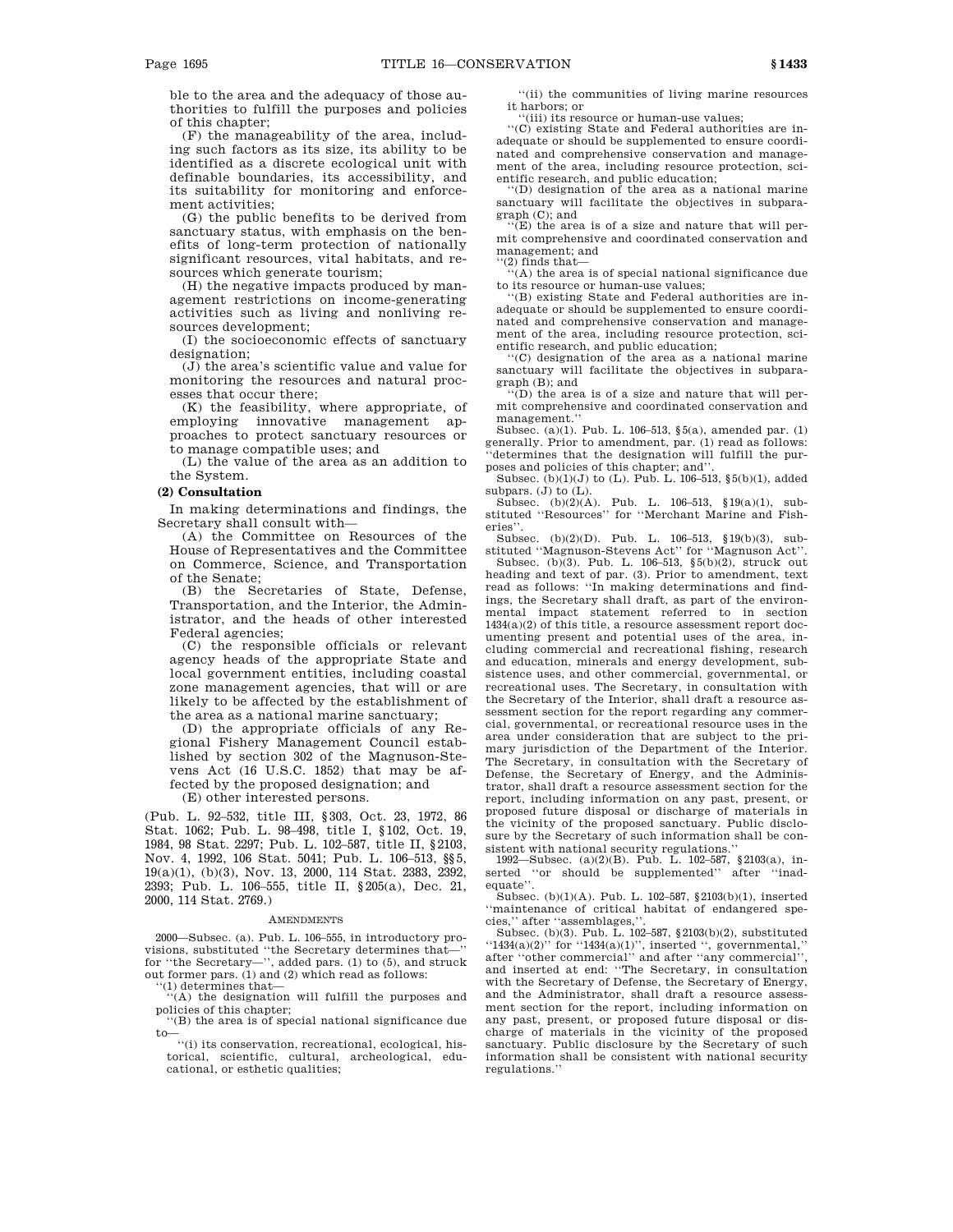ble to the area and the adequacy of those authorities to fulfill the purposes and policies of this chapter;

(F) the manageability of the area, including such factors as its size, its ability to be identified as a discrete ecological unit with definable boundaries, its accessibility, and its suitability for monitoring and enforcement activities;

(G) the public benefits to be derived from sanctuary status, with emphasis on the benefits of long-term protection of nationally significant resources, vital habitats, and resources which generate tourism;

(H) the negative impacts produced by management restrictions on income-generating activities such as living and nonliving resources development;

(I) the socioeconomic effects of sanctuary designation;

(J) the area's scientific value and value for monitoring the resources and natural processes that occur there;

(K) the feasibility, where appropriate, of employing innovative management approaches to protect sanctuary resources or to manage compatible uses; and

(L) the value of the area as an addition to the System.

**(2) Consultation**

In making determinations and findings, the Secretary shall consult with—

(A) the Committee on Resources of the House of Representatives and the Committee on Commerce, Science, and Transportation of the Senate;

(B) the Secretaries of State, Defense, Transportation, and the Interior, the Administrator, and the heads of other interested Federal agencies;

(C) the responsible officials or relevant agency heads of the appropriate State and local government entities, including coastal zone management agencies, that will or are likely to be affected by the establishment of the area as a national marine sanctuary;

(D) the appropriate officials of any Regional Fishery Management Council established by section 302 of the Magnuson-Stevens Act (16 U.S.C. 1852) that may be affected by the proposed designation; and

(E) other interested persons.

(Pub. L. 92–532, title III, §303, Oct. 23, 1972, 86 Stat. 1062; Pub. L. 98–498, title I, §102, Oct. 19, 1984, 98 Stat. 2297; Pub. L. 102–587, title II, §2103, Nov. 4, 1992, 106 Stat. 5041; Pub. L. 106–513, §§5, 19(a)(1), (b)(3), Nov. 13, 2000, 114 Stat. 2383, 2392, 2393; Pub. L. 106–555, title II, §205(a), Dec. 21, 2000, 114 Stat. 2769.)

AMENDMENTS

2000—Subsec. (a). Pub. L. 106–555, in introductory provisions, substituted "the Secretary determines that—" for "the Secretary—", added pars. (1) to (5), and struck out former pars. (1) and (2) which read as follows:

"(1) determines that—

"(A) the designation will fulfill the purposes and policies of this chapter;

"(B) the area is of special national significance due to—

"(i) its conservation, recreational, ecological, historical, scientific, cultural, archeological, educational, or esthetic qualities;

"(ii) the communities of living marine resources it harbors; or

"(iii) its resource or human-use values;

"(C) existing State and Federal authorities are inadequate or should be supplemented to ensure coordinated and comprehensive conservation and management of the area, including resource protection, scientific research, and public education;

"(D) designation of the area as a national marine sanctuary will facilitate the objectives in subparagraph (C); and

"(E) the area is of a size and nature that will permit comprehensive and coordinated conservation and management; and

"(2) finds that—

"(A) the area is of special national significance due to its resource or human-use values;

"(B) existing State and Federal authorities are inadequate or should be supplemented to ensure coordinated and comprehensive conservation and management of the area, including resource protection, scientific research, and public education;

"(C) designation of the area as a national marine sanctuary will facilitate the objectives in subparagraph (B); and

"(D) the area is of a size and nature that will permit comprehensive and coordinated conservation and management."

Subsec. (a)(1). Pub. L. 106–513, §5(a), amended par. (1) generally. Prior to amendment, par. (1) read as follows: "determines that the designation will fulfill the purposes and policies of this chapter; and".

Subsec. (b)(1)(J) to (L). Pub. L. 106–513, §5(b)(1), added subpars. (J) to (L).

Subsec. (b)(2)(A). Pub. L. 106–513, §19(a)(1), substituted "Resources" for "Merchant Marine and Fisheries".

Subsec. (b)(2)(D). Pub. L. 106–513, §19(b)(3), substituted "Magnuson-Stevens Act" for "Magnuson Act".

Subsec. (b)(3). Pub. L. 106–513, §5(b)(2), struck out heading and text of par. (3). Prior to amendment, text read as follows: "In making determinations and findings, the Secretary shall draft, as part of the environmental impact statement referred to in section 1434(a)(2) of this title, a resource assessment report documenting present and potential uses of the area, including commercial and recreational fishing, research and education, minerals and energy development, subsistence uses, and other commercial, governmental, or recreational uses. The Secretary, in consultation with the Secretary of the Interior, shall draft a resource assessment section for the report regarding any commercial, governmental, or recreational resource uses in the area under consideration that are subject to the primary jurisdiction of the Department of the Interior. The Secretary, in consultation with the Secretary of Defense, the Secretary of Energy, and the Administrator, shall draft a resource assessment section for the report, including information on any past, present, or proposed future disposal or discharge of materials in the vicinity of the proposed sanctuary. Public disclosure by the Secretary of such information shall be consistent with national security regulations."

1992—Subsec. (a)(2)(B). Pub. L. 102–587, §2103(a), inserted "or should be supplemented" after "inadequate".

Subsec. (b)(1)(A). Pub. L. 102–587, §2103(b)(1), inserted "maintenance of critical habitat of endangered species," after "assemblages,".

Subsec. (b)(3). Pub. L. 102–587, §2103(b)(2), substituted "1434(a)(2)" for "1434(a)(1)", inserted ", governmental," after "other commercial" and after "any commercial", and inserted at end: "The Secretary, in consultation with the Secretary of Defense, the Secretary of Energy, and the Administrator, shall draft a resource assessment section for the report, including information on any past, present, or proposed future disposal or discharge of materials in the vicinity of the proposed sanctuary. Public disclosure by the Secretary of such information shall be consistent with national security regulations."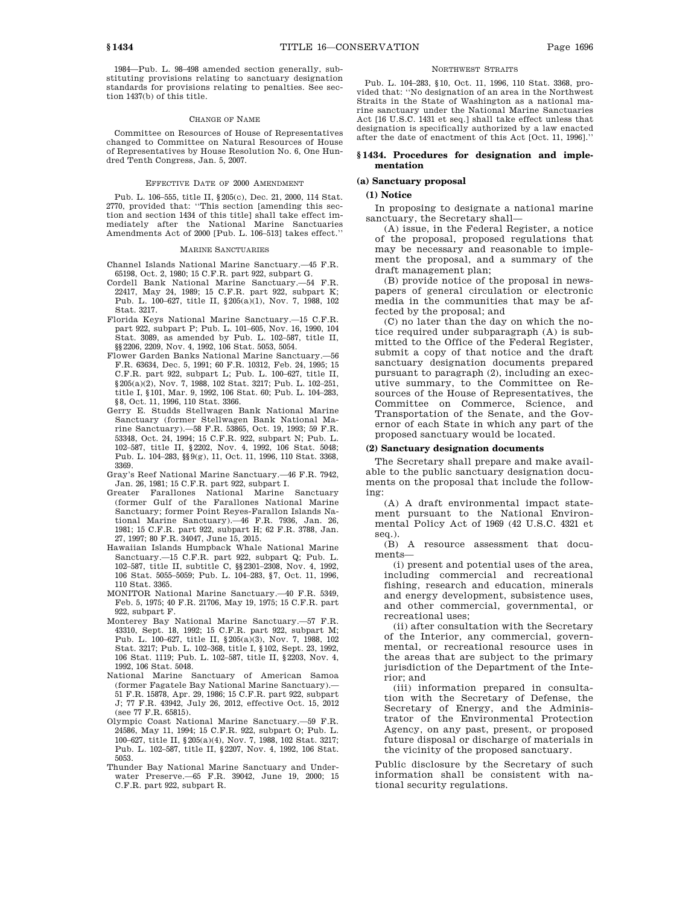1984—Pub. L. 98–498 amended section generally, substituting provisions relating to sanctuary designation standards for provisions relating to penalties. See section 1437(b) of this title.

CHANGE OF NAME

Committee on Resources of House of Representatives changed to Committee on Natural Resources of House of Representatives by House Resolution No. 6, One Hundred Tenth Congress, Jan. 5, 2007.

EFFECTIVE DATE OF 2000 AMENDMENT

Pub. L. 106–555, title II, §205(c), Dec. 21, 2000, 114 Stat. 2770, provided that: ''This section [amending this section and section 1434 of this title] shall take effect immediately after the National Marine Sanctuaries Amendments Act of 2000 [Pub. L. 106–513] takes effect.''

MARINE SANCTUARIES

Channel Islands National Marine Sanctuary.—45 F.R. 65198, Oct. 2, 1980; 15 C.F.R. part 922, subpart G.

Cordell Bank National Marine Sanctuary.—54 F.R. 22417, May 24, 1989; 15 C.F.R. part 922, subpart K; Pub. L. 100–627, title II, §205(a)(1), Nov. 7, 1988, 102 Stat. 3217.

Florida Keys National Marine Sanctuary.—15 C.F.R. part 922, subpart P; Pub. L. 101–605, Nov. 16, 1990, 104 Stat. 3089, as amended by Pub. L. 102–587, title II, §§2206, 2209, Nov. 4, 1992, 106 Stat. 5053, 5054.

Flower Garden Banks National Marine Sanctuary.—56 F.R. 63634, Dec. 5, 1991; 60 F.R. 10312, Feb. 24, 1995; 15 C.F.R. part 922, subpart L; Pub. L. 100–627, title II, §205(a)(2), Nov. 7, 1988, 102 Stat. 3217; Pub. L. 102–251, title I, §101, Mar. 9, 1992, 106 Stat. 60; Pub. L. 104–283, §8, Oct. 11, 1996, 110 Stat. 3366.

Gerry E. Studds Stellwagen Bank National Marine Sanctuary (former Stellwagen Bank National Marine Sanctuary).—58 F.R. 53865, Oct. 19, 1993; 59 F.R. 53348, Oct. 24, 1994; 15 C.F.R. 922, subpart N; Pub. L. 102–587, title II, §2202, Nov. 4, 1992, 106 Stat. 5048; Pub. L. 104–283, §§9(g), 11, Oct. 11, 1996, 110 Stat. 3368, 3369.

Gray's Reef National Marine Sanctuary.—46 F.R. 7942, Jan. 26, 1981; 15 C.F.R. part 922, subpart I.

Greater Farallones National Marine Sanctuary (former Gulf of the Farallones National Marine Sanctuary; former Point Reyes-Farallon Islands National Marine Sanctuary).—46 F.R. 7936, Jan. 26, 1981; 15 C.F.R. part 922, subpart H; 62 F.R. 3788, Jan. 27, 1997; 80 F.R. 34047, June 15, 2015.

Hawaiian Islands Humpback Whale National Marine Sanctuary.—15 C.F.R. part 922, subpart Q; Pub. L. 102–587, title II, subtitle C, §§2301–2308, Nov. 4, 1992, 106 Stat. 5055–5059; Pub. L. 104–283, §7, Oct. 11, 1996, 110 Stat. 3365.

MONITOR National Marine Sanctuary.—40 F.R. 5349, Feb. 5, 1975; 40 F.R. 21706, May 19, 1975; 15 C.F.R. part 922, subpart F.

Monterey Bay National Marine Sanctuary.—57 F.R. 43310, Sept. 18, 1992; 15 C.F.R. part 922, subpart M; Pub. L. 100–627, title II, §205(a)(3), Nov. 7, 1988, 102 Stat. 3217; Pub. L. 102–368, title I, §102, Sept. 23, 1992, 106 Stat. 1119; Pub. L. 102–587, title II, §2203, Nov. 4, 1992, 106 Stat. 5048.

National Marine Sanctuary of American Samoa (former Fagatele Bay National Marine Sanctuary).—51 F.R. 15878, Apr. 29, 1986; 15 C.F.R. part 922, subpart J; 77 F.R. 43942, July 26, 2012, effective Oct. 15, 2012 (see 77 F.R. 65815).

Olympic Coast National Marine Sanctuary.—59 F.R. 24586, May 11, 1994; 15 C.F.R. 922, subpart O; Pub. L. 100–627, title II, §205(a)(4), Nov. 7, 1988, 102 Stat. 3217; Pub. L. 102–587, title II, §2207, Nov. 4, 1992, 106 Stat. 5053.

Thunder Bay National Marine Sanctuary and Underwater Preserve.—65 F.R. 39042, June 19, 2000; 15 C.F.R. part 922, subpart R.

NORTHWEST STRAITS

Pub. L. 104–283, §10, Oct. 11, 1996, 110 Stat. 3368, provided that: ''No designation of an area in the Northwest Straits in the State of Washington as a national marine sanctuary under the National Marine Sanctuaries Act [16 U.S.C. 1431 et seq.] shall take effect unless that designation is specifically authorized by a law enacted after the date of enactment of this Act [Oct. 11, 1996].''

## §1434. Procedures for designation and implementation

### (a) Sanctuary proposal

#### (1) Notice

In proposing to designate a national marine sanctuary, the Secretary shall—

(A) issue, in the Federal Register, a notice of the proposal, proposed regulations that may be necessary and reasonable to implement the proposal, and a summary of the draft management plan;

(B) provide notice of the proposal in newspapers of general circulation or electronic media in the communities that may be affected by the proposal; and

(C) no later than the day on which the notice required under subparagraph (A) is submitted to the Office of the Federal Register, submit a copy of that notice and the draft sanctuary designation documents prepared pursuant to paragraph (2), including an executive summary, to the Committee on Resources of the House of Representatives, the Committee on Commerce, Science, and Transportation of the Senate, and the Governor of each State in which any part of the proposed sanctuary would be located.

#### (2) Sanctuary designation documents

The Secretary shall prepare and make available to the public sanctuary designation documents on the proposal that include the following:

(A) A draft environmental impact statement pursuant to the National Environmental Policy Act of 1969 (42 U.S.C. 4321 et seq.).

(B) A resource assessment that documents—

(i) present and potential uses of the area, including commercial and recreational fishing, research and education, minerals and energy development, subsistence uses, and other commercial, governmental, or recreational uses;

(ii) after consultation with the Secretary of the Interior, any commercial, governmental, or recreational resource uses in the areas that are subject to the primary jurisdiction of the Department of the Interior; and

(iii) information prepared in consultation with the Secretary of Defense, the Secretary of Energy, and the Administrator of the Environmental Protection Agency, on any past, present, or proposed future disposal or discharge of materials in the vicinity of the proposed sanctuary.

Public disclosure by the Secretary of such information shall be consistent with national security regulations.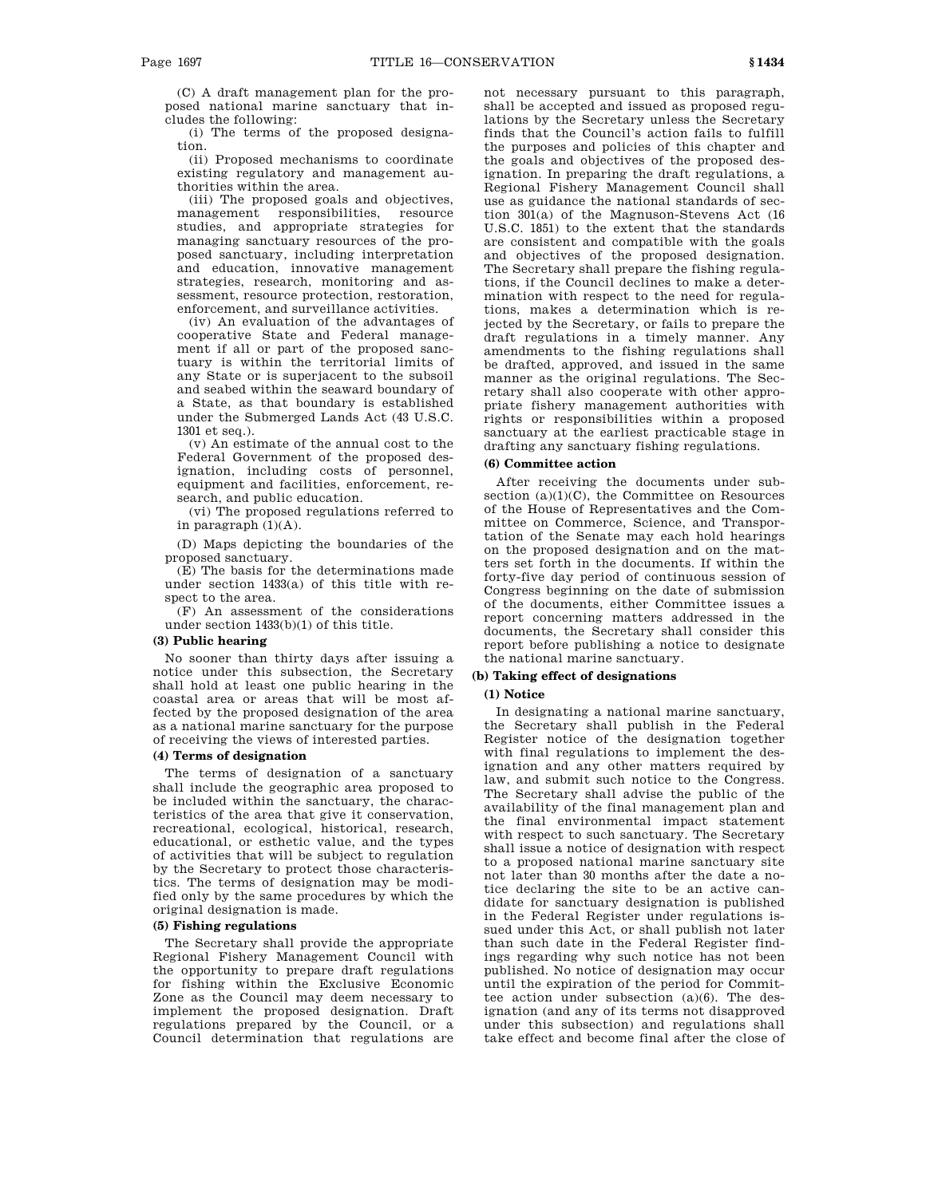(C) A draft management plan for the proposed national marine sanctuary that includes the following:

(i) The terms of the proposed designation.

(ii) Proposed mechanisms to coordinate existing regulatory and management authorities within the area.

(iii) The proposed goals and objectives, management responsibilities, resource studies, and appropriate strategies for managing sanctuary resources of the proposed sanctuary, including interpretation and education, innovative management strategies, research, monitoring and assessment, resource protection, restoration, enforcement, and surveillance activities.

(iv) An evaluation of the advantages of cooperative State and Federal management if all or part of the proposed sanctuary is within the territorial limits of any State or is superjacent to the subsoil and seabed within the seaward boundary of a State, as that boundary is established under the Submerged Lands Act (43 U.S.C. 1301 et seq.).

(v) An estimate of the annual cost to the Federal Government of the proposed designation, including costs of personnel, equipment and facilities, enforcement, research, and public education.

(vi) The proposed regulations referred to in paragraph (1)(A).

(D) Maps depicting the boundaries of the proposed sanctuary.

(E) The basis for the determinations made under section 1433(a) of this title with respect to the area.

(F) An assessment of the considerations under section 1433(b)(1) of this title.

**(3) Public hearing**

No sooner than thirty days after issuing a notice under this subsection, the Secretary shall hold at least one public hearing in the coastal area or areas that will be most affected by the proposed designation of the area as a national marine sanctuary for the purpose of receiving the views of interested parties.

**(4) Terms of designation**

The terms of designation of a sanctuary shall include the geographic area proposed to be included within the sanctuary, the characteristics of the area that give it conservation, recreational, ecological, historical, research, educational, or esthetic value, and the types of activities that will be subject to regulation by the Secretary to protect those characteristics. The terms of designation may be modified only by the same procedures by which the original designation is made.

**(5) Fishing regulations**

The Secretary shall provide the appropriate Regional Fishery Management Council with the opportunity to prepare draft regulations for fishing within the Exclusive Economic Zone as the Council may deem necessary to implement the proposed designation. Draft regulations prepared by the Council, or a Council determination that regulations are not necessary pursuant to this paragraph, shall be accepted and issued as proposed regulations by the Secretary unless the Secretary finds that the Council's action fails to fulfill the purposes and policies of this chapter and the goals and objectives of the proposed designation. In preparing the draft regulations, a Regional Fishery Management Council shall use as guidance the national standards of section 301(a) of the Magnuson-Stevens Act (16 U.S.C. 1851) to the extent that the standards are consistent and compatible with the goals and objectives of the proposed designation. The Secretary shall prepare the fishing regulations, if the Council declines to make a determination with respect to the need for regulations, makes a determination which is rejected by the Secretary, or fails to prepare the draft regulations in a timely manner. Any amendments to the fishing regulations shall be drafted, approved, and issued in the same manner as the original regulations. The Secretary shall also cooperate with other appropriate fishery management authorities with rights or responsibilities within a proposed sanctuary at the earliest practicable stage in drafting any sanctuary fishing regulations.

**(6) Committee action**

After receiving the documents under subsection (a)(1)(C), the Committee on Resources of the House of Representatives and the Committee on Commerce, Science, and Transportation of the Senate may each hold hearings on the proposed designation and on the matters set forth in the documents. If within the forty-five day period of continuous session of Congress beginning on the date of submission of the documents, either Committee issues a report concerning matters addressed in the documents, the Secretary shall consider this report before publishing a notice to designate the national marine sanctuary.

**(b) Taking effect of designations**

**(1) Notice**

In designating a national marine sanctuary, the Secretary shall publish in the Federal Register notice of the designation together with final regulations to implement the designation and any other matters required by law, and submit such notice to the Congress. The Secretary shall advise the public of the availability of the final management plan and the final environmental impact statement with respect to such sanctuary. The Secretary shall issue a notice of designation with respect to a proposed national marine sanctuary site not later than 30 months after the date a notice declaring the site to be an active candidate for sanctuary designation is published in the Federal Register under regulations issued under this Act, or shall publish not later than such date in the Federal Register findings regarding why such notice has not been published. No notice of designation may occur until the expiration of the period for Committee action under subsection (a)(6). The designation (and any of its terms not disapproved under this subsection) and regulations shall take effect and become final after the close of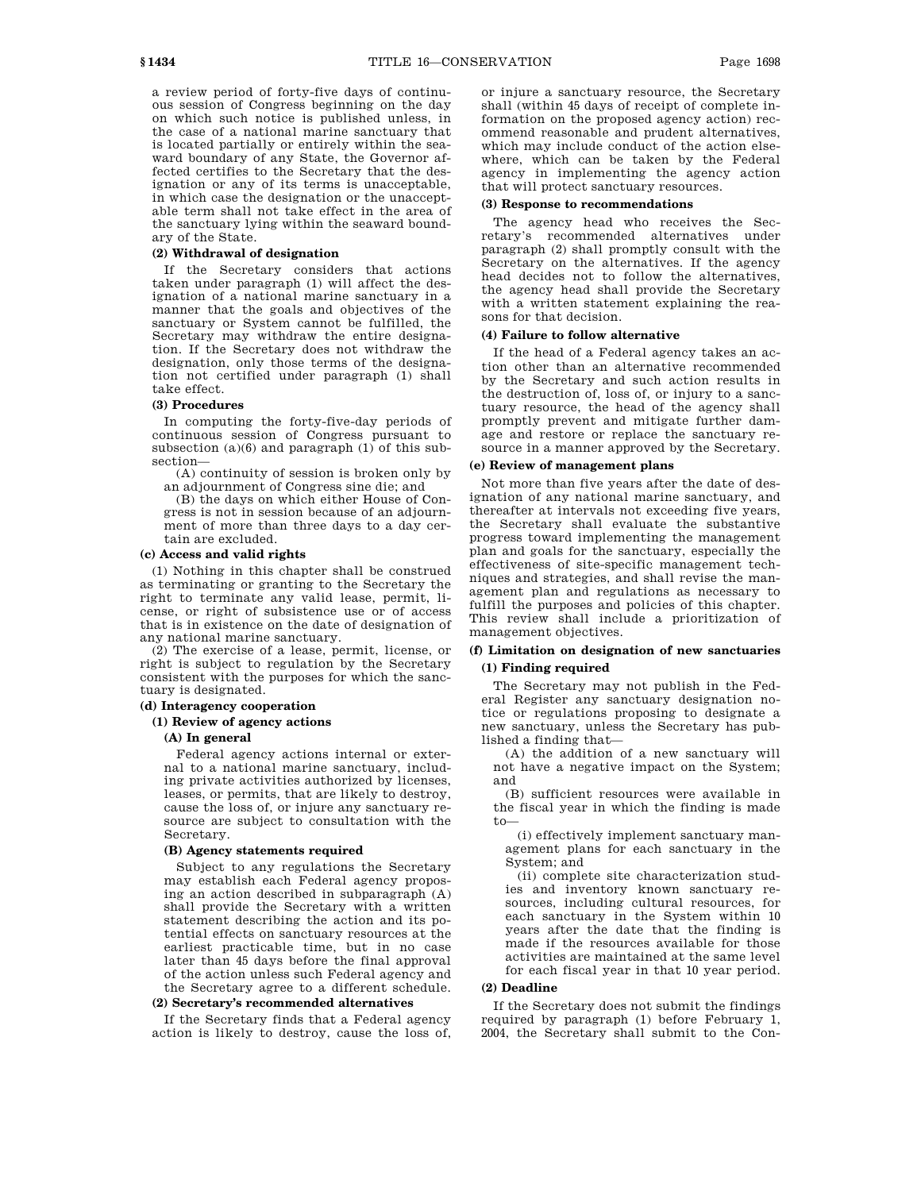a review period of forty-five days of continuous session of Congress beginning on the day on which such notice is published unless, in the case of a national marine sanctuary that is located partially or entirely within the seaward boundary of any State, the Governor affected certifies to the Secretary that the designation or any of its terms is unacceptable, in which case the designation or the unacceptable term shall not take effect in the area of the sanctuary lying within the seaward boundary of the State.

**(2) Withdrawal of designation**

If the Secretary considers that actions taken under paragraph (1) will affect the designation of a national marine sanctuary in a manner that the goals and objectives of the sanctuary or System cannot be fulfilled, the Secretary may withdraw the entire designation. If the Secretary does not withdraw the designation, only those terms of the designation not certified under paragraph (1) shall take effect.

**(3) Procedures**

In computing the forty-five-day periods of continuous session of Congress pursuant to subsection (a)(6) and paragraph (1) of this subsection—

(A) continuity of session is broken only by an adjournment of Congress sine die; and

(B) the days on which either House of Congress is not in session because of an adjournment of more than three days to a day certain are excluded.

**(c) Access and valid rights**

(1) Nothing in this chapter shall be construed as terminating or granting to the Secretary the right to terminate any valid lease, permit, license, or right of subsistence use or of access that is in existence on the date of designation of any national marine sanctuary.

(2) The exercise of a lease, permit, license, or right is subject to regulation by the Secretary consistent with the purposes for which the sanctuary is designated.

**(d) Interagency cooperation**

**(1) Review of agency actions**

**(A) In general**

Federal agency actions internal or external to a national marine sanctuary, including private activities authorized by licenses, leases, or permits, that are likely to destroy, cause the loss of, or injure any sanctuary resource are subject to consultation with the Secretary.

**(B) Agency statements required**

Subject to any regulations the Secretary may establish each Federal agency proposing an action described in subparagraph (A) shall provide the Secretary with a written statement describing the action and its potential effects on sanctuary resources at the earliest practicable time, but in no case later than 45 days before the final approval of the action unless such Federal agency and the Secretary agree to a different schedule.

**(2) Secretary's recommended alternatives**

If the Secretary finds that a Federal agency action is likely to destroy, cause the loss of, or injure a sanctuary resource, the Secretary shall (within 45 days of receipt of complete information on the proposed agency action) recommend reasonable and prudent alternatives, which may include conduct of the action elsewhere, which can be taken by the Federal agency in implementing the agency action that will protect sanctuary resources.

**(3) Response to recommendations**

The agency head who receives the Secretary's recommended alternatives under paragraph (2) shall promptly consult with the Secretary on the alternatives. If the agency head decides not to follow the alternatives, the agency head shall provide the Secretary with a written statement explaining the reasons for that decision.

**(4) Failure to follow alternative**

If the head of a Federal agency takes an action other than an alternative recommended by the Secretary and such action results in the destruction of, loss of, or injury to a sanctuary resource, the head of the agency shall promptly prevent and mitigate further damage and restore or replace the sanctuary resource in a manner approved by the Secretary.

**(e) Review of management plans**

Not more than five years after the date of designation of any national marine sanctuary, and thereafter at intervals not exceeding five years, the Secretary shall evaluate the substantive progress toward implementing the management plan and goals for the sanctuary, especially the effectiveness of site-specific management techniques and strategies, and shall revise the management plan and regulations as necessary to fulfill the purposes and policies of this chapter. This review shall include a prioritization of management objectives.

**(f) Limitation on designation of new sanctuaries**

**(1) Finding required**

The Secretary may not publish in the Federal Register any sanctuary designation notice or regulations proposing to designate a new sanctuary, unless the Secretary has published a finding that—

(A) the addition of a new sanctuary will not have a negative impact on the System; and

(B) sufficient resources were available in the fiscal year in which the finding is made to—

(i) effectively implement sanctuary management plans for each sanctuary in the System; and

(ii) complete site characterization studies and inventory known sanctuary resources, including cultural resources, for each sanctuary in the System within 10 years after the date that the finding is made if the resources available for those activities are maintained at the same level for each fiscal year in that 10 year period.

**(2) Deadline**

If the Secretary does not submit the findings required by paragraph (1) before February 1, 2004, the Secretary shall submit to the Con-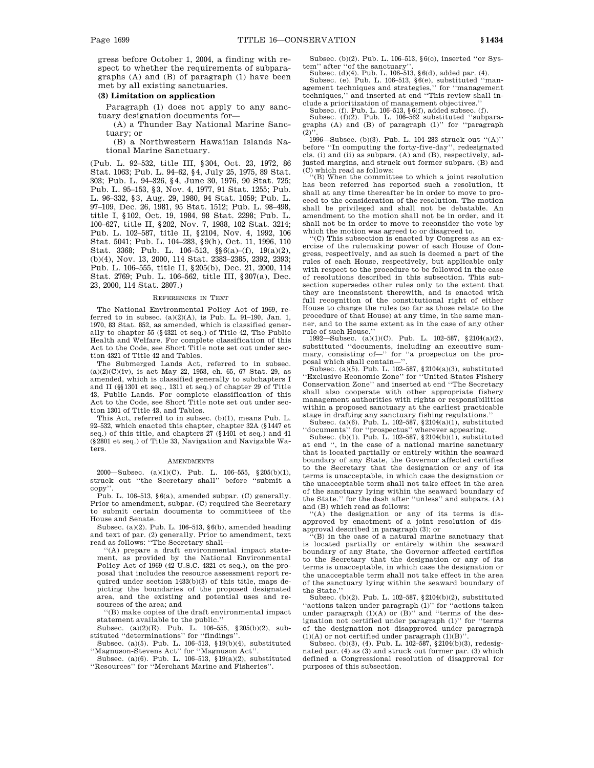gress before October 1, 2004, a finding with respect to whether the requirements of subparagraphs (A) and (B) of paragraph (1) have been met by all existing sanctuaries.

**(3) Limitation on application**

Paragraph (1) does not apply to any sanctuary designation documents for—

(A) a Thunder Bay National Marine Sanctuary; or

(B) a Northwestern Hawaiian Islands National Marine Sanctuary.

(Pub. L. 92–532, title III, §304, Oct. 23, 1972, 86 Stat. 1063; Pub. L. 94–62, §4, July 25, 1975, 89 Stat. 303; Pub. L. 94–326, §4, June 30, 1976, 90 Stat. 725; Pub. L. 95–153, §3, Nov. 4, 1977, 91 Stat. 1255; Pub. L. 96–332, §3, Aug. 29, 1980, 94 Stat. 1059; Pub. L. 97–109, Dec. 26, 1981, 95 Stat. 1512; Pub. L. 98–498, title I, §102, Oct. 19, 1984, 98 Stat. 2298; Pub. L. 100–627, title II, §202, Nov. 7, 1988, 102 Stat. 3214; Pub. L. 102–587, title II, §2104, Nov. 4, 1992, 106 Stat. 5041; Pub. L. 104–283, §9(h), Oct. 11, 1996, 110 Stat. 3368; Pub. L. 106–513, §§6(a)–(f), 19(a)(2), (b)(4), Nov. 13, 2000, 114 Stat. 2383–2385, 2392, 2393; Pub. L. 106–555, title II, §205(b), Dec. 21, 2000, 114 Stat. 2769; Pub. L. 106–562, title III, §307(a), Dec. 23, 2000, 114 Stat. 2807.)

REFERENCES IN TEXT

The National Environmental Policy Act of 1969, referred to in subsec. (a)(2)(A), is Pub. L. 91–190, Jan. 1, 1970, 83 Stat. 852, as amended, which is classified generally to chapter 55 (§4321 et seq.) of Title 42, The Public Health and Welfare. For complete classification of this Act to the Code, see Short Title note set out under section 4321 of Title 42 and Tables.

The Submerged Lands Act, referred to in subsec. (a)(2)(C)(iv), is act May 22, 1953, ch. 65, 67 Stat. 29, as amended, which is classified generally to subchapters I and II (§§1301 et seq., 1311 et seq.) of chapter 29 of Title 43, Public Lands. For complete classification of this Act to the Code, see Short Title note set out under section 1301 of Title 43, and Tables.

This Act, referred to in subsec. (b)(1), means Pub. L. 92–532, which enacted this chapter, chapter 32A (§1447 et seq.) of this title, and chapters 27 (§1401 et seq.) and 41 (§2801 et seq.) of Title 33, Navigation and Navigable Waters.

AMENDMENTS

2000—Subsec. (a)(1)(C). Pub. L. 106–555, §205(b)(1), struck out "the Secretary shall" before "submit a copy".

Pub. L. 106–513, §6(a), amended subpar. (C) generally. Prior to amendment, subpar. (C) required the Secretary to submit certain documents to committees of the House and Senate.

Subsec. (a)(2). Pub. L. 106–513, §6(b), amended heading and text of par. (2) generally. Prior to amendment, text read as follows: "The Secretary shall—

"(A) prepare a draft environmental impact statement, as provided by the National Environmental Policy Act of 1969 (42 U.S.C. 4321 et seq.), on the proposal that includes the resource assessment report required under section 1433(b)(3) of this title, maps depicting the boundaries of the proposed designated area, and the existing and potential uses and resources of the area; and

"(B) make copies of the draft environmental impact statement available to the public."

Subsec. (a)(2)(E). Pub. L. 106–555, §205(b)(2), substituted "determinations" for "findings".

Subsec. (a)(5). Pub. L. 106–513, §19(b)(4), substituted "Magnuson-Stevens Act" for "Magnuson Act".

Subsec. (a)(6). Pub. L. 106–513, §19(a)(2), substituted "Resources" for "Merchant Marine and Fisheries".

Subsec. (b)(2). Pub. L. 106–513, §6(c), inserted "or System" after "of the sanctuary".

Subsec. (d)(4). Pub. L. 106–513, §6(d), added par. (4).

Subsec. (e). Pub. L. 106–513, §6(e), substituted "management techniques and strategies," for "management techniques," and inserted at end "This review shall include a prioritization of management objectives."

Subsec. (f). Pub. L. 106–513, §6(f), added subsec. (f).

Subsec. (f)(2). Pub. L. 106–562 substituted "subparagraphs (A) and (B) of paragraph (1)" for "paragraph (2)".

1996—Subsec. (b)(3). Pub. L. 104–283 struck out "(A)" before "In computing the forty-five-day", redesignated cls. (i) and (ii) as subpars. (A) and (B), respectively, adjusted margins, and struck out former subpars. (B) and (C) which read as follows:

"(B) When the committee to which a joint resolution has been referred has reported such a resolution, it shall at any time thereafter be in order to move to proceed to the consideration of the resolution. The motion shall be privileged and shall not be debatable. An amendment to the motion shall not be in order, and it shall not be in order to move to reconsider the vote by which the motion was agreed to or disagreed to.

"(C) This subsection is enacted by Congress as an exercise of the rulemaking power of each House of Congress, respectively, and as such is deemed a part of the rules of each House, respectively, but applicable only with respect to the procedure to be followed in the case of resolutions described in this subsection. This subsection supersedes other rules only to the extent that they are inconsistent therewith, and is enacted with full recognition of the constitutional right of either House to change the rules (so far as those relate to the procedure of that House) at any time, in the same manner, and to the same extent as in the case of any other rule of such House."

1992—Subsec. (a)(1)(C). Pub. L. 102–587, §2104(a)(2), substituted "documents, including an executive summary, consisting of—" for "a prospectus on the proposal which shall contain—".

Subsec. (a)(5). Pub. L. 102–587, §2104(a)(3), substituted "Exclusive Economic Zone" for "United States Fishery Conservation Zone" and inserted at end "The Secretary shall also cooperate with other appropriate fishery management authorities with rights or responsibilities within a proposed sanctuary at the earliest practicable stage in drafting any sanctuary fishing regulations."

Subsec. (a)(6). Pub. L. 102–587, §2104(a)(1), substituted "documents" for "prospectus" wherever appearing.

Subsec. (b)(1). Pub. L. 102–587, §2104(b)(1), substituted at end ", in the case of a national marine sanctuary that is located partially or entirely within the seaward boundary of any State, the Governor affected certifies to the Secretary that the designation or any of its terms is unacceptable, in which case the designation or the unacceptable term shall not take effect in the area of the sanctuary lying within the seaward boundary of the State." for the dash after "unless" and subpars. (A) and (B) which read as follows:

"(A) the designation or any of its terms is disapproved by enactment of a joint resolution of disapproval described in paragraph (3); or

"(B) in the case of a natural marine sanctuary that is located partially or entirely within the seaward boundary of any State, the Governor affected certifies to the Secretary that the designation or any of its terms is unacceptable, in which case the designation or the unacceptable term shall not take effect in the area of the sanctuary lying within the seaward boundary of the State."

Subsec. (b)(2). Pub. L. 102–587, §2104(b)(2), substituted "actions taken under paragraph (1)" for "actions taken under paragraph (1)(A) or (B)" and "terms of the designation not certified under paragraph (1)" for "terms of the designation not disapproved under paragraph (1)(A) or not certified under paragraph (1)(B)".

Subsec. (b)(3), (4). Pub. L. 102–587, §2104(b)(3), redesignated par. (4) as (3) and struck out former par. (3) which defined a Congressional resolution of disapproval for purposes of this subsection.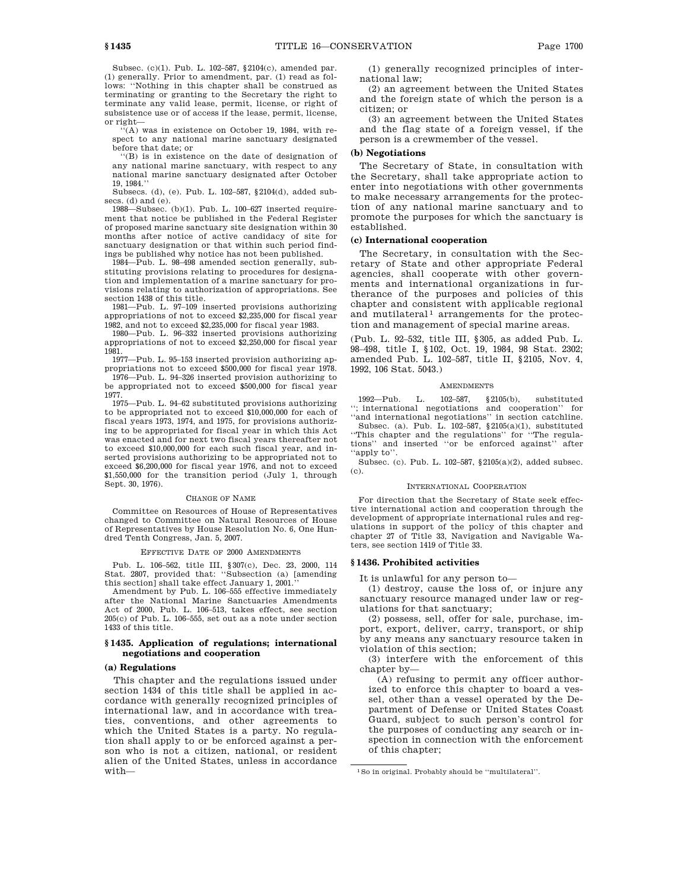Subsec. (c)(1). Pub. L. 102–587, §2104(c), amended par. (1) generally. Prior to amendment, par. (1) read as follows: ''Nothing in this chapter shall be construed as terminating or granting to the Secretary the right to terminate any valid lease, permit, license, or right of subsistence use or of access if the lease, permit, license, or right—

''(A) was in existence on October 19, 1984, with respect to any national marine sanctuary designated before that date; or

''(B) is in existence on the date of designation of any national marine sanctuary, with respect to any national marine sanctuary designated after October 19, 1984.''

Subsecs. (d), (e). Pub. L. 102–587, §2104(d), added subsecs. (d) and (e).

1988—Subsec. (b)(1). Pub. L. 100–627 inserted requirement that notice be published in the Federal Register of proposed marine sanctuary site designation within 30 months after notice of active candidacy of site for sanctuary designation or that within such period findings be published why notice has not been published.

1984—Pub. L. 98–498 amended section generally, substituting provisions relating to procedures for designation and implementation of a marine sanctuary for provisions relating to authorization of appropriations. See section 1438 of this title.

1981—Pub. L. 97–109 inserted provisions authorizing appropriations of not to exceed $2,235,000 for fiscal year 1982, and not to exceed $2,235,000 for fiscal year 1983.

1980—Pub. L. 96–332 inserted provisions authorizing appropriations of not to exceed $2,250,000 for fiscal year 1981.

1977—Pub. L. 95–153 inserted provision authorizing appropriations not to exceed $500,000 for fiscal year 1978.

1976—Pub. L. 94–326 inserted provision authorizing to be appropriated not to exceed $500,000 for fiscal year 1977.

1975—Pub. L. 94–62 substituted provisions authorizing to be appropriated not to exceed $10,000,000 for each of fiscal years 1973, 1974, and 1975, for provisions authorizing to be appropriated for fiscal year in which this Act was enacted and for next two fiscal years thereafter not to exceed $10,000,000 for each such fiscal year, and inserted provisions authorizing to be appropriated not to exceed $6,200,000 for fiscal year 1976, and not to exceed $1,550,000 for the transition period (July 1, through Sept. 30, 1976).

CHANGE OF NAME

Committee on Resources of House of Representatives changed to Committee on Natural Resources of House of Representatives by House Resolution No. 6, One Hundred Tenth Congress, Jan. 5, 2007.

EFFECTIVE DATE OF 2000 AMENDMENTS

Pub. L. 106–562, title III, §307(c), Dec. 23, 2000, 114 Stat. 2807, provided that: ''Subsection (a) [amending this section] shall take effect January 1, 2001.''

Amendment by Pub. L. 106–555 effective immediately after the National Marine Sanctuaries Amendments Act of 2000, Pub. L. 106–513, takes effect, see section 205(c) of Pub. L. 106–555, set out as a note under section 1433 of this title.

## §1435. Application of regulations; international negotiations and cooperation

### (a) Regulations

This chapter and the regulations issued under section 1434 of this title shall be applied in accordance with generally recognized principles of international law, and in accordance with treaties, conventions, and other agreements to which the United States is a party. No regulation shall apply to or be enforced against a person who is not a citizen, national, or resident alien of the United States, unless in accordance with—

(1) generally recognized principles of international law;

(2) an agreement between the United States and the foreign state of which the person is a citizen; or

(3) an agreement between the United States and the flag state of a foreign vessel, if the person is a crewmember of the vessel.

### (b) Negotiations

The Secretary of State, in consultation with the Secretary, shall take appropriate action to enter into negotiations with other governments to make necessary arrangements for the protection of any national marine sanctuary and to promote the purposes for which the sanctuary is established.

### (c) International cooperation

The Secretary, in consultation with the Secretary of State and other appropriate Federal agencies, shall cooperate with other governments and international organizations in furtherance of the purposes and policies of this chapter and consistent with applicable regional and mutilateral[1] arrangements for the protection and management of special marine areas.

(Pub. L. 92–532, title III, §305, as added Pub. L. 98–498, title I, §102, Oct. 19, 1984, 98 Stat. 2302; amended Pub. L. 102–587, title II, §2105, Nov. 4, 1992, 106 Stat. 5043.)

AMENDMENTS

1992—Pub. L. 102–587, §2105(b), substituted ''; international negotiations and cooperation'' for ''and international negotiations'' in section catchline.

Subsec. (a). Pub. L. 102–587, §2105(a)(1), substituted ''This chapter and the regulations'' for ''The regulations'' and inserted ''or be enforced against'' after ''apply to''.

Subsec. (c). Pub. L. 102–587, §2105(a)(2), added subsec. (c).

INTERNATIONAL COOPERATION

For direction that the Secretary of State seek effective international action and cooperation through the development of appropriate international rules and regulations in support of the policy of this chapter and chapter 27 of Title 33, Navigation and Navigable Waters, see section 1419 of Title 33.

## §1436. Prohibited activities

It is unlawful for any person to—

(1) destroy, cause the loss of, or injure any sanctuary resource managed under law or regulations for that sanctuary;

(2) possess, sell, offer for sale, purchase, import, export, deliver, carry, transport, or ship by any means any sanctuary resource taken in violation of this section;

(3) interfere with the enforcement of this chapter by—

(A) refusing to permit any officer authorized to enforce this chapter to board a vessel, other than a vessel operated by the Department of Defense or United States Coast Guard, subject to such person's control for the purposes of conducting any search or inspection in connection with the enforcement of this chapter;

[1] So in original. Probably should be ''multilateral''.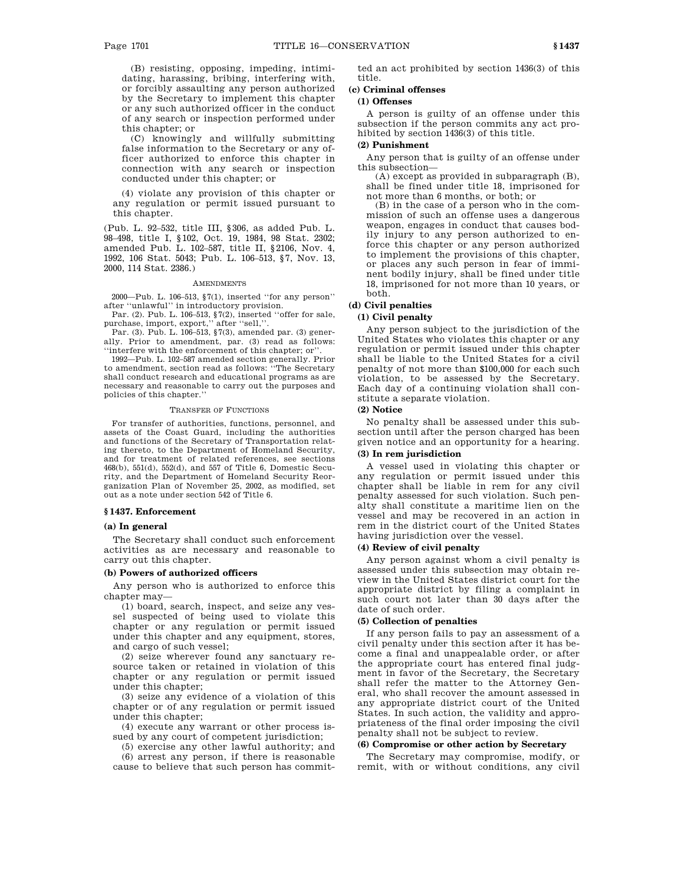(B) resisting, opposing, impeding, intimidating, harassing, bribing, interfering with, or forcibly assaulting any person authorized by the Secretary to implement this chapter or any such authorized officer in the conduct of any search or inspection performed under this chapter; or

(C) knowingly and willfully submitting false information to the Secretary or any officer authorized to enforce this chapter in connection with any search or inspection conducted under this chapter; or

(4) violate any provision of this chapter or any regulation or permit issued pursuant to this chapter.

(Pub. L. 92–532, title III, §306, as added Pub. L. 98–498, title I, §102, Oct. 19, 1984, 98 Stat. 2302; amended Pub. L. 102–587, title II, §2106, Nov. 4, 1992, 106 Stat. 5043; Pub. L. 106–513, §7, Nov. 13, 2000, 114 Stat. 2386.)

AMENDMENTS

2000—Pub. L. 106–513, §7(1), inserted "for any person" after "unlawful" in introductory provision.

Par. (2). Pub. L. 106–513, §7(2), inserted "offer for sale, purchase, import, export," after "sell,".

Par. (3). Pub. L. 106–513, §7(3), amended par. (3) generally. Prior to amendment, par. (3) read as follows: "interfere with the enforcement of this chapter; or".

1992—Pub. L. 102–587 amended section generally. Prior to amendment, section read as follows: "The Secretary shall conduct research and educational programs as are necessary and reasonable to carry out the purposes and policies of this chapter."

TRANSFER OF FUNCTIONS

For transfer of authorities, functions, personnel, and assets of the Coast Guard, including the authorities and functions of the Secretary of Transportation relating thereto, to the Department of Homeland Security, and for treatment of related references, see sections 468(b), 551(d), 552(d), and 557 of Title 6, Domestic Security, and the Department of Homeland Security Reorganization Plan of November 25, 2002, as modified, set out as a note under section 542 of Title 6.

## § 1437. Enforcement

### (a) In general

The Secretary shall conduct such enforcement activities as are necessary and reasonable to carry out this chapter.

### (b) Powers of authorized officers

Any person who is authorized to enforce this chapter may—

(1) board, search, inspect, and seize any vessel suspected of being used to violate this chapter or any regulation or permit issued under this chapter and any equipment, stores, and cargo of such vessel;

(2) seize wherever found any sanctuary resource taken or retained in violation of this chapter or any regulation or permit issued under this chapter;

(3) seize any evidence of a violation of this chapter or of any regulation or permit issued under this chapter;

(4) execute any warrant or other process issued by any court of competent jurisdiction;

(5) exercise any other lawful authority; and

(6) arrest any person, if there is reasonable cause to believe that such person has committed an act prohibited by section 1436(3) of this title.

### (c) Criminal offenses

#### (1) Offenses

A person is guilty of an offense under this subsection if the person commits any act prohibited by section 1436(3) of this title.

#### (2) Punishment

Any person that is guilty of an offense under this subsection—

(A) except as provided in subparagraph (B), shall be fined under title 18, imprisoned for not more than 6 months, or both; or

(B) in the case of a person who in the commission of such an offense uses a dangerous weapon, engages in conduct that causes bodily injury to any person authorized to enforce this chapter or any person authorized to implement the provisions of this chapter, or places any such person in fear of imminent bodily injury, shall be fined under title 18, imprisoned for not more than 10 years, or both.

### (d) Civil penalties

#### (1) Civil penalty

Any person subject to the jurisdiction of the United States who violates this chapter or any regulation or permit issued under this chapter shall be liable to the United States for a civil penalty of not more than $100,000 for each such violation, to be assessed by the Secretary. Each day of a continuing violation shall constitute a separate violation.

#### (2) Notice

No penalty shall be assessed under this subsection until after the person charged has been given notice and an opportunity for a hearing.

#### (3) In rem jurisdiction

A vessel used in violating this chapter or any regulation or permit issued under this chapter shall be liable in rem for any civil penalty assessed for such violation. Such penalty shall constitute a maritime lien on the vessel and may be recovered in an action in rem in the district court of the United States having jurisdiction over the vessel.

#### (4) Review of civil penalty

Any person against whom a civil penalty is assessed under this subsection may obtain review in the United States district court for the appropriate district by filing a complaint in such court not later than 30 days after the date of such order.

#### (5) Collection of penalties

If any person fails to pay an assessment of a civil penalty under this section after it has become a final and unappealable order, or after the appropriate court has entered final judgment in favor of the Secretary, the Secretary shall refer the matter to the Attorney General, who shall recover the amount assessed in any appropriate district court of the United States. In such action, the validity and appropriateness of the final order imposing the civil penalty shall not be subject to review.

#### (6) Compromise or other action by Secretary

The Secretary may compromise, modify, or remit, with or without conditions, any civil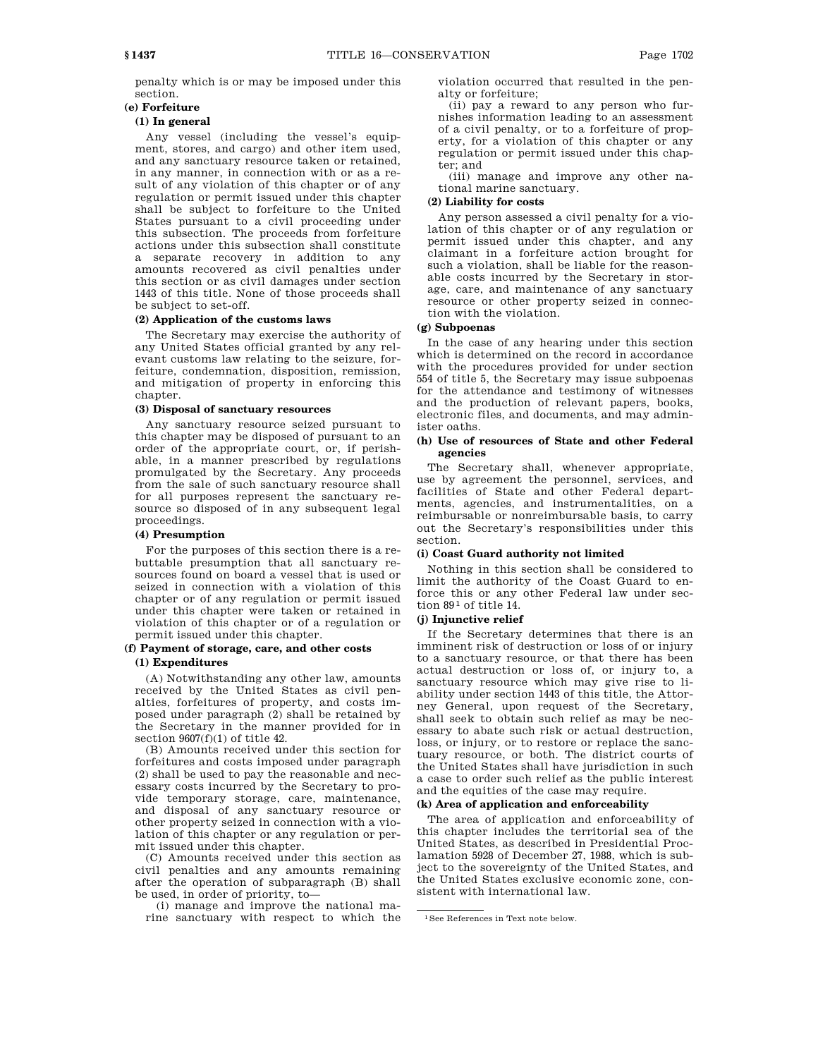penalty which is or may be imposed under this section.

**(e) Forfeiture**

**(1) In general**

Any vessel (including the vessel's equipment, stores, and cargo) and other item used, and any sanctuary resource taken or retained, in any manner, in connection with or as a result of any violation of this chapter or of any regulation or permit issued under this chapter shall be subject to forfeiture to the United States pursuant to a civil proceeding under this subsection. The proceeds from forfeiture actions under this subsection shall constitute a separate recovery in addition to any amounts recovered as civil penalties under this section or as civil damages under section 1443 of this title. None of those proceeds shall be subject to set-off.

**(2) Application of the customs laws**

The Secretary may exercise the authority of any United States official granted by any relevant customs law relating to the seizure, forfeiture, condemnation, disposition, remission, and mitigation of property in enforcing this chapter.

**(3) Disposal of sanctuary resources**

Any sanctuary resource seized pursuant to this chapter may be disposed of pursuant to an order of the appropriate court, or, if perishable, in a manner prescribed by regulations promulgated by the Secretary. Any proceeds from the sale of such sanctuary resource shall for all purposes represent the sanctuary resource so disposed of in any subsequent legal proceedings.

**(4) Presumption**

For the purposes of this section there is a rebuttable presumption that all sanctuary resources found on board a vessel that is used or seized in connection with a violation of this chapter or of any regulation or permit issued under this chapter were taken or retained in violation of this chapter or of a regulation or permit issued under this chapter.

**(f) Payment of storage, care, and other costs**

**(1) Expenditures**

(A) Notwithstanding any other law, amounts received by the United States as civil penalties, forfeitures of property, and costs imposed under paragraph (2) shall be retained by the Secretary in the manner provided for in section 9607(f)(1) of title 42.

(B) Amounts received under this section for forfeitures and costs imposed under paragraph (2) shall be used to pay the reasonable and necessary costs incurred by the Secretary to provide temporary storage, care, maintenance, and disposal of any sanctuary resource or other property seized in connection with a violation of this chapter or any regulation or permit issued under this chapter.

(C) Amounts received under this section as civil penalties and any amounts remaining after the operation of subparagraph (B) shall be used, in order of priority, to—

(i) manage and improve the national marine sanctuary with respect to which the violation occurred that resulted in the penalty or forfeiture;

(ii) pay a reward to any person who furnishes information leading to an assessment of a civil penalty, or to a forfeiture of property, for a violation of this chapter or any regulation or permit issued under this chapter; and

(iii) manage and improve any other national marine sanctuary.

**(2) Liability for costs**

Any person assessed a civil penalty for a violation of this chapter or of any regulation or permit issued under this chapter, and any claimant in a forfeiture action brought for such a violation, shall be liable for the reasonable costs incurred by the Secretary in storage, care, and maintenance of any sanctuary resource or other property seized in connection with the violation.

**(g) Subpoenas**

In the case of any hearing under this section which is determined on the record in accordance with the procedures provided for under section 554 of title 5, the Secretary may issue subpoenas for the attendance and testimony of witnesses and the production of relevant papers, books, electronic files, and documents, and may administer oaths.

**(h) Use of resources of State and other Federal agencies**

The Secretary shall, whenever appropriate, use by agreement the personnel, services, and facilities of State and other Federal departments, agencies, and instrumentalities, on a reimbursable or nonreimbursable basis, to carry out the Secretary's responsibilities under this section.

**(i) Coast Guard authority not limited**

Nothing in this section shall be considered to limit the authority of the Coast Guard to enforce this or any other Federal law under section 89[1] of title 14.

**(j) Injunctive relief**

If the Secretary determines that there is an imminent risk of destruction or loss of or injury to a sanctuary resource, or that there has been actual destruction or loss of, or injury to, a sanctuary resource which may give rise to liability under section 1443 of this title, the Attorney General, upon request of the Secretary, shall seek to obtain such relief as may be necessary to abate such risk or actual destruction, loss, or injury, or to restore or replace the sanctuary resource, or both. The district courts of the United States shall have jurisdiction in such a case to order such relief as the public interest and the equities of the case may require.

**(k) Area of application and enforceability**

The area of application and enforceability of this chapter includes the territorial sea of the United States, as described in Presidential Proclamation 5928 of December 27, 1988, which is subject to the sovereignty of the United States, and the United States exclusive economic zone, consistent with international law.

---

[1] See References in Text note below.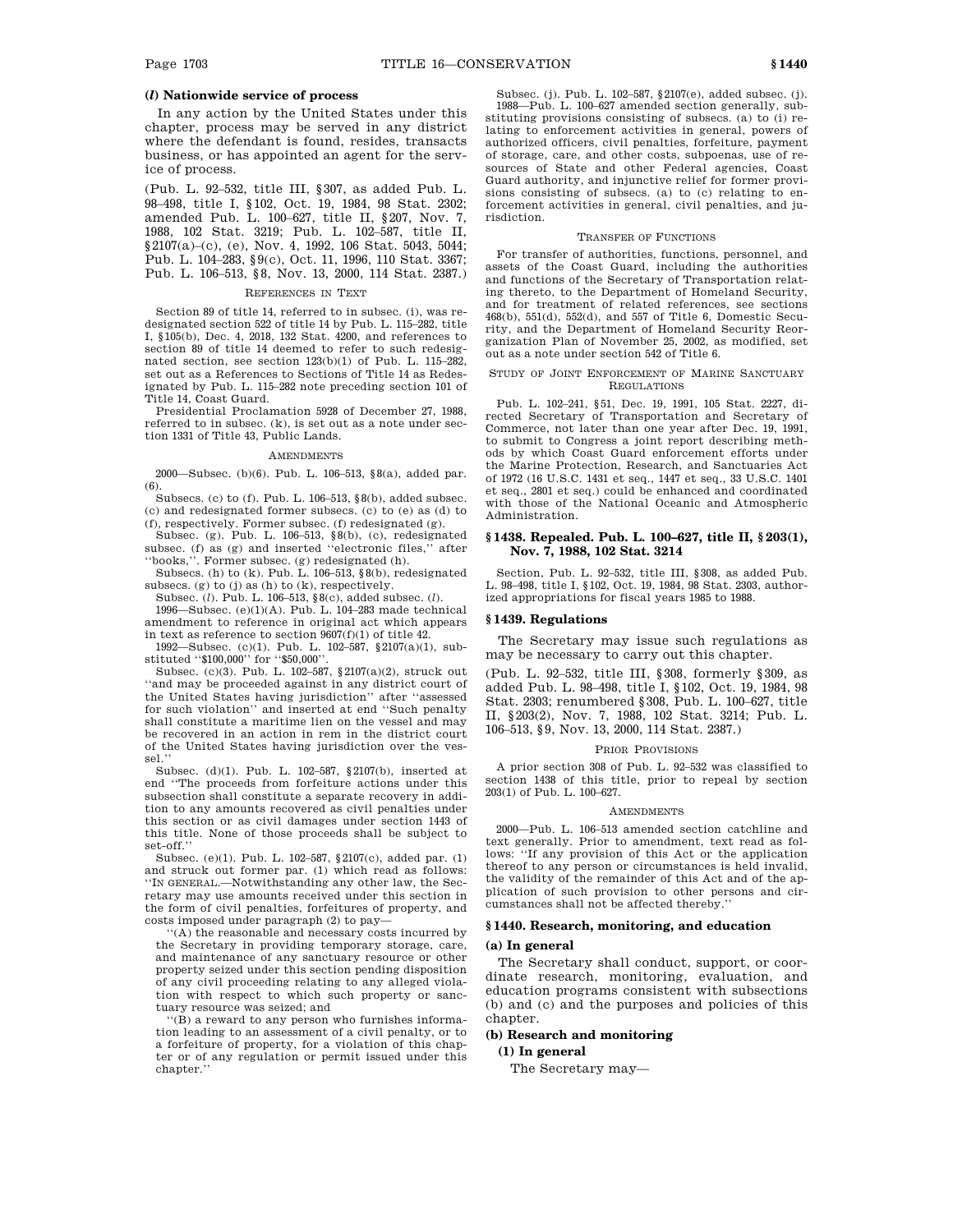#### (*l*) Nationwide service of process

In any action by the United States under this chapter, process may be served in any district where the defendant is found, resides, transacts business, or has appointed an agent for the service of process.

(Pub. L. 92–532, title III, §307, as added Pub. L. 98–498, title I, §102, Oct. 19, 1984, 98 Stat. 2302; amended Pub. L. 100–627, title II, §207, Nov. 7, 1988, 102 Stat. 3219; Pub. L. 102–587, title II, §2107(a)–(c), (e), Nov. 4, 1992, 106 Stat. 5043, 5044; Pub. L. 104–283, §9(c), Oct. 11, 1996, 110 Stat. 3367; Pub. L. 106–513, §8, Nov. 13, 2000, 114 Stat. 2387.)

REFERENCES IN TEXT

Section 89 of title 14, referred to in subsec. (i), was redesignated section 522 of title 14 by Pub. L. 115–282, title I, §105(b), Dec. 4, 2018, 132 Stat. 4200, and references to section 89 of title 14 deemed to refer to such redesignated section, see section 123(b)(1) of Pub. L. 115–282, set out as a References to Sections of Title 14 as Redesignated by Pub. L. 115–282 note preceding section 101 of Title 14, Coast Guard.

Presidential Proclamation 5928 of December 27, 1988, referred to in subsec. (k), is set out as a note under section 1331 of Title 43, Public Lands.

AMENDMENTS

2000—Subsec. (b)(6). Pub. L. 106–513, §8(a), added par. (6).

Subsecs. (c) to (f). Pub. L. 106–513, §8(b), added subsec. (c) and redesignated former subsecs. (c) to (e) as (d) to (f), respectively. Former subsec. (f) redesignated (g).

Subsec. (g). Pub. L. 106–513, §8(b), (c), redesignated subsec. (f) as (g) and inserted "electronic files," after "books,". Former subsec. (g) redesignated (h).

Subsecs. (h) to (k). Pub. L. 106–513, §8(b), redesignated subsecs. (g) to (j) as (h) to (k), respectively.

Subsec. (*l*). Pub. L. 106–513, §8(c), added subsec. (*l*).

1996—Subsec. (e)(1)(A). Pub. L. 104–283 made technical amendment to reference in original act which appears in text as reference to section 9607(f)(1) of title 42.

1992—Subsec. (c)(1). Pub. L. 102–587, §2107(a)(1), substituted "$100,000" for "$50,000".

Subsec. (c)(3). Pub. L. 102–587, §2107(a)(2), struck out "and may be proceeded against in any district court of the United States having jurisdiction" after "assessed for such violation" and inserted at end "Such penalty shall constitute a maritime lien on the vessel and may be recovered in an action in rem in the district court of the United States having jurisdiction over the vessel."

Subsec. (d)(1). Pub. L. 102–587, §2107(b), inserted at end "The proceeds from forfeiture actions under this subsection shall constitute a separate recovery in addition to any amounts recovered as civil penalties under this section or as civil damages under section 1443 of this title. None of those proceeds shall be subject to set-off."

Subsec. (e)(1). Pub. L. 102–587, §2107(c), added par. (1) and struck out former par. (1) which read as follows: "IN GENERAL.—Notwithstanding any other law, the Secretary may use amounts received under this section in the form of civil penalties, forfeitures of property, and costs imposed under paragraph (2) to pay—

"(A) the reasonable and necessary costs incurred by the Secretary in providing temporary storage, care, and maintenance of any sanctuary resource or other property seized under this section pending disposition of any civil proceeding relating to any alleged violation with respect to which such property or sanctuary resource was seized; and

"(B) a reward to any person who furnishes information leading to an assessment of a civil penalty, or to a forfeiture of property, for a violation of this chapter or of any regulation or permit issued under this chapter."

Subsec. (j). Pub. L. 102–587, §2107(e), added subsec. (j).

1988—Pub. L. 100–627 amended section generally, substituting provisions consisting of subsecs. (a) to (i) relating to enforcement activities in general, powers of authorized officers, civil penalties, forfeiture, payment of storage, care, and other costs, subpoenas, use of resources of State and other Federal agencies, Coast Guard authority, and injunctive relief for former provisions consisting of subsecs. (a) to (c) relating to enforcement activities in general, civil penalties, and jurisdiction.

TRANSFER OF FUNCTIONS

For transfer of authorities, functions, personnel, and assets of the Coast Guard, including the authorities and functions of the Secretary of Transportation relating thereto, to the Department of Homeland Security, and for treatment of related references, see sections 468(b), 551(d), 552(d), and 557 of Title 6, Domestic Security, and the Department of Homeland Security Reorganization Plan of November 25, 2002, as modified, set out as a note under section 542 of Title 6.

STUDY OF JOINT ENFORCEMENT OF MARINE SANCTUARY REGULATIONS

Pub. L. 102–241, §51, Dec. 19, 1991, 105 Stat. 2227, directed Secretary of Transportation and Secretary of Commerce, not later than one year after Dec. 19, 1991, to submit to Congress a joint report describing methods by which Coast Guard enforcement efforts under the Marine Protection, Research, and Sanctuaries Act of 1972 (16 U.S.C. 1431 et seq., 1447 et seq., 33 U.S.C. 1401 et seq., 2801 et seq.) could be enhanced and coordinated with those of the National Oceanic and Atmospheric Administration.

### §1438. Repealed. Pub. L. 100–627, title II, §203(1), Nov. 7, 1988, 102 Stat. 3214

Section, Pub. L. 92–532, title III, §308, as added Pub. L. 98–498, title I, §102, Oct. 19, 1984, 98 Stat. 2303, authorized appropriations for fiscal years 1985 to 1988.

### §1439. Regulations

The Secretary may issue such regulations as may be necessary to carry out this chapter.

(Pub. L. 92–532, title III, §308, formerly §309, as added Pub. L. 98–498, title I, §102, Oct. 19, 1984, 98 Stat. 2303; renumbered §308, Pub. L. 100–627, title II, §203(2), Nov. 7, 1988, 102 Stat. 3214; Pub. L. 106–513, §9, Nov. 13, 2000, 114 Stat. 2387.)

PRIOR PROVISIONS

A prior section 308 of Pub. L. 92–532 was classified to section 1438 of this title, prior to repeal by section 203(1) of Pub. L. 100–627.

AMENDMENTS

2000—Pub. L. 106–513 amended section catchline and text generally. Prior to amendment, text read as follows: "If any provision of this Act or the application thereof to any person or circumstances is held invalid, the validity of the remainder of this Act and of the application of such provision to other persons and circumstances shall not be affected thereby."

### §1440. Research, monitoring, and education

#### (a) In general

The Secretary shall conduct, support, or coordinate research, monitoring, evaluation, and education programs consistent with subsections (b) and (c) and the purposes and policies of this chapter.

#### (b) Research and monitoring

##### (1) In general

The Secretary may—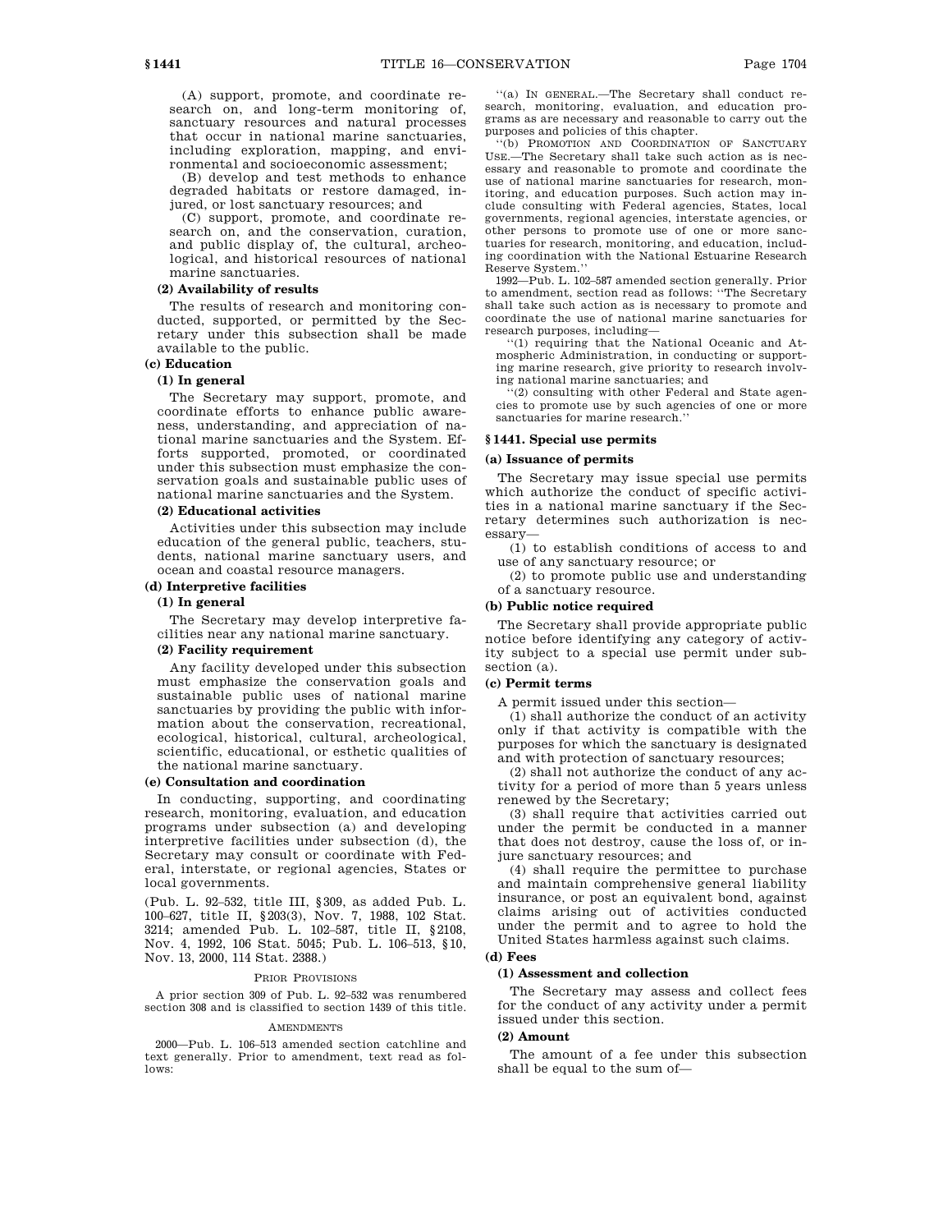(A) support, promote, and coordinate research on, and long-term monitoring of, sanctuary resources and natural processes that occur in national marine sanctuaries, including exploration, mapping, and environmental and socioeconomic assessment;

(B) develop and test methods to enhance degraded habitats or restore damaged, injured, or lost sanctuary resources; and

(C) support, promote, and coordinate research on, and the conservation, curation, and public display of, the cultural, archeological, and historical resources of national marine sanctuaries.

**(2) Availability of results**

The results of research and monitoring conducted, supported, or permitted by the Secretary under this subsection shall be made available to the public.

**(c) Education**

**(1) In general**

The Secretary may support, promote, and coordinate efforts to enhance public awareness, understanding, and appreciation of national marine sanctuaries and the System. Efforts supported, promoted, or coordinated under this subsection must emphasize the conservation goals and sustainable public uses of national marine sanctuaries and the System.

**(2) Educational activities**

Activities under this subsection may include education of the general public, teachers, students, national marine sanctuary users, and ocean and coastal resource managers.

**(d) Interpretive facilities**

**(1) In general**

The Secretary may develop interpretive facilities near any national marine sanctuary.

**(2) Facility requirement**

Any facility developed under this subsection must emphasize the conservation goals and sustainable public uses of national marine sanctuaries by providing the public with information about the conservation, recreational, ecological, historical, cultural, archeological, scientific, educational, or esthetic qualities of the national marine sanctuary.

**(e) Consultation and coordination**

In conducting, supporting, and coordinating research, monitoring, evaluation, and education programs under subsection (a) and developing interpretive facilities under subsection (d), the Secretary may consult or coordinate with Federal, interstate, or regional agencies, States or local governments.

(Pub. L. 92–532, title III, §309, as added Pub. L. 100–627, title II, §203(3), Nov. 7, 1988, 102 Stat. 3214; amended Pub. L. 102–587, title II, §2108, Nov. 4, 1992, 106 Stat. 5045; Pub. L. 106–513, §10, Nov. 13, 2000, 114 Stat. 2388.)

PRIOR PROVISIONS

A prior section 309 of Pub. L. 92–532 was renumbered section 308 and is classified to section 1439 of this title.

AMENDMENTS

2000—Pub. L. 106–513 amended section catchline and text generally. Prior to amendment, text read as follows:

"(a) IN GENERAL.—The Secretary shall conduct research, monitoring, evaluation, and education programs as are necessary and reasonable to carry out the purposes and policies of this chapter.

"(b) PROMOTION AND COORDINATION OF SANCTUARY USE.—The Secretary shall take such action as is necessary and reasonable to promote and coordinate the use of national marine sanctuaries for research, monitoring, and education purposes. Such action may include consulting with Federal agencies, States, local governments, regional agencies, interstate agencies, or other persons to promote use of one or more sanctuaries for research, monitoring, and education, including coordination with the National Estuarine Research Reserve System."

1992—Pub. L. 102–587 amended section generally. Prior to amendment, section read as follows: "The Secretary shall take such action as is necessary to promote and coordinate the use of national marine sanctuaries for research purposes, including—

"(1) requiring that the National Oceanic and Atmospheric Administration, in conducting or supporting marine research, give priority to research involving national marine sanctuaries; and

"(2) consulting with other Federal and State agencies to promote use by such agencies of one or more sanctuaries for marine research."

## §1441. Special use permits

**(a) Issuance of permits**

The Secretary may issue special use permits which authorize the conduct of specific activities in a national marine sanctuary if the Secretary determines such authorization is necessary—

(1) to establish conditions of access to and use of any sanctuary resource; or

(2) to promote public use and understanding of a sanctuary resource.

**(b) Public notice required**

The Secretary shall provide appropriate public notice before identifying any category of activity subject to a special use permit under subsection (a).

**(c) Permit terms**

A permit issued under this section—

(1) shall authorize the conduct of an activity only if that activity is compatible with the purposes for which the sanctuary is designated and with protection of sanctuary resources;

(2) shall not authorize the conduct of any activity for a period of more than 5 years unless renewed by the Secretary;

(3) shall require that activities carried out under the permit be conducted in a manner that does not destroy, cause the loss of, or injure sanctuary resources; and

(4) shall require the permittee to purchase and maintain comprehensive general liability insurance, or post an equivalent bond, against claims arising out of activities conducted under the permit and to agree to hold the United States harmless against such claims.

**(d) Fees**

**(1) Assessment and collection**

The Secretary may assess and collect fees for the conduct of any activity under a permit issued under this section.

**(2) Amount**

The amount of a fee under this subsection shall be equal to the sum of—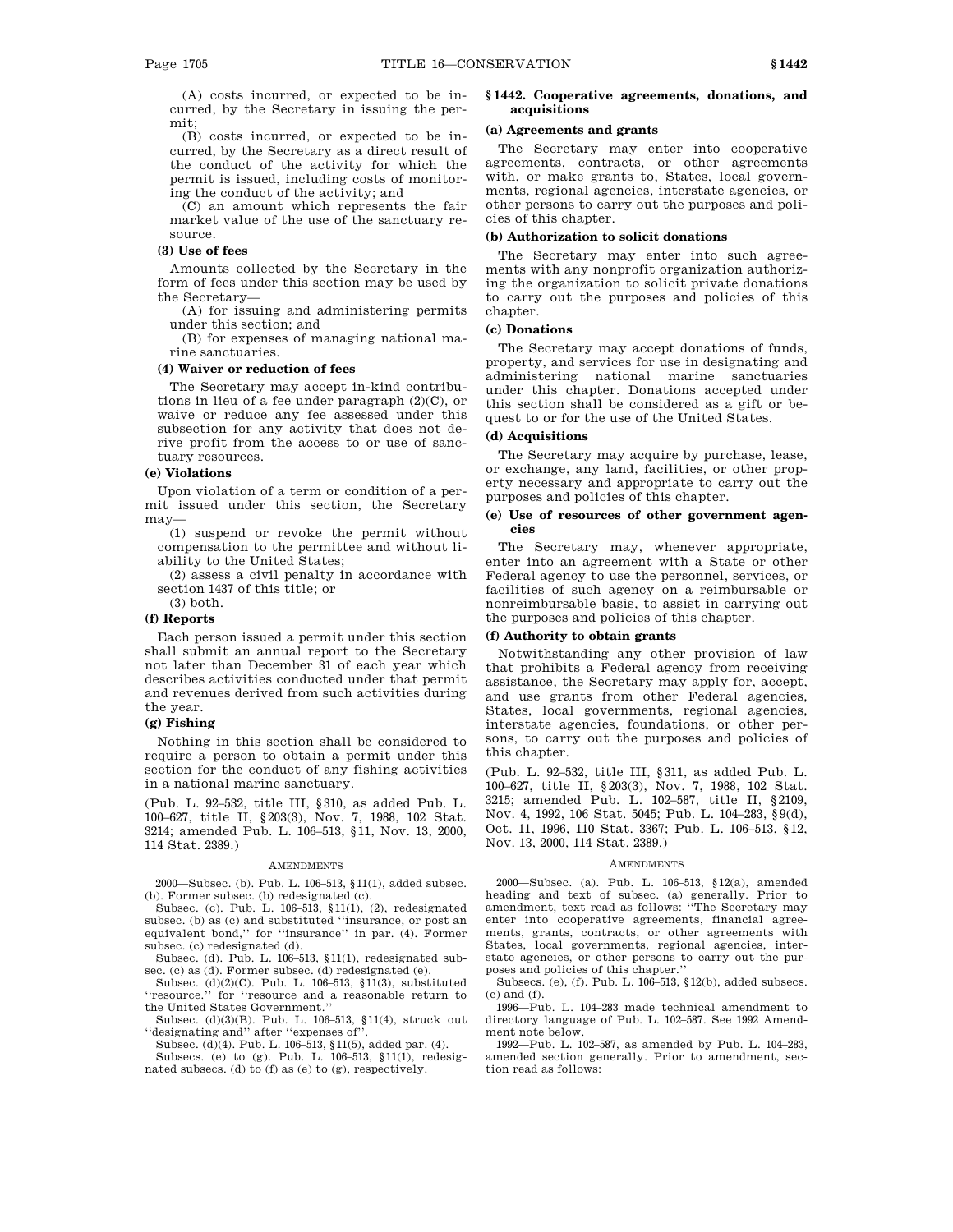(A) costs incurred, or expected to be incurred, by the Secretary in issuing the permit;

(B) costs incurred, or expected to be incurred, by the Secretary as a direct result of the conduct of the activity for which the permit is issued, including costs of monitoring the conduct of the activity; and

(C) an amount which represents the fair market value of the use of the sanctuary resource.

**(3) Use of fees**

Amounts collected by the Secretary in the form of fees under this section may be used by the Secretary—

(A) for issuing and administering permits under this section; and

(B) for expenses of managing national marine sanctuaries.

**(4) Waiver or reduction of fees**

The Secretary may accept in-kind contributions in lieu of a fee under paragraph (2)(C), or waive or reduce any fee assessed under this subsection for any activity that does not derive profit from the access to or use of sanctuary resources.

**(e) Violations**

Upon violation of a term or condition of a permit issued under this section, the Secretary may—

(1) suspend or revoke the permit without compensation to the permittee and without liability to the United States;

(2) assess a civil penalty in accordance with section 1437 of this title; or

(3) both.

**(f) Reports**

Each person issued a permit under this section shall submit an annual report to the Secretary not later than December 31 of each year which describes activities conducted under that permit and revenues derived from such activities during the year.

**(g) Fishing**

Nothing in this section shall be considered to require a person to obtain a permit under this section for the conduct of any fishing activities in a national marine sanctuary.

(Pub. L. 92–532, title III, §310, as added Pub. L. 100–627, title II, §203(3), Nov. 7, 1988, 102 Stat. 3214; amended Pub. L. 106–513, §11, Nov. 13, 2000, 114 Stat. 2389.)

AMENDMENTS

2000—Subsec. (b). Pub. L. 106–513, §11(1), added subsec. (b). Former subsec. (b) redesignated (c).

Subsec. (c). Pub. L. 106–513, §11(1), (2), redesignated subsec. (b) as (c) and substituted ''insurance, or post an equivalent bond,'' for ''insurance'' in par. (4). Former subsec. (c) redesignated (d).

Subsec. (d). Pub. L. 106–513, §11(1), redesignated subsec. (c) as (d). Former subsec. (d) redesignated (e).

Subsec. (d)(2)(C). Pub. L. 106–513, §11(3), substituted ''resource.'' for ''resource and a reasonable return to the United States Government.''

Subsec. (d)(3)(B). Pub. L. 106–513, §11(4), struck out ''designating and'' after ''expenses of''.

Subsec. (d)(4). Pub. L. 106–513, §11(5), added par. (4).

Subsecs. (e) to (g). Pub. L. 106–513, §11(1), redesignated subsecs. (d) to (f) as (e) to (g), respectively.

## §1442. Cooperative agreements, donations, and acquisitions

**(a) Agreements and grants**

The Secretary may enter into cooperative agreements, contracts, or other agreements with, or make grants to, States, local governments, regional agencies, interstate agencies, or other persons to carry out the purposes and policies of this chapter.

**(b) Authorization to solicit donations**

The Secretary may enter into such agreements with any nonprofit organization authorizing the organization to solicit private donations to carry out the purposes and policies of this chapter.

**(c) Donations**

The Secretary may accept donations of funds, property, and services for use in designating and administering national marine sanctuaries under this chapter. Donations accepted under this section shall be considered as a gift or bequest to or for the use of the United States.

**(d) Acquisitions**

The Secretary may acquire by purchase, lease, or exchange, any land, facilities, or other property necessary and appropriate to carry out the purposes and policies of this chapter.

**(e) Use of resources of other government agencies**

The Secretary may, whenever appropriate, enter into an agreement with a State or other Federal agency to use the personnel, services, or facilities of such agency on a reimbursable or nonreimbursable basis, to assist in carrying out the purposes and policies of this chapter.

**(f) Authority to obtain grants**

Notwithstanding any other provision of law that prohibits a Federal agency from receiving assistance, the Secretary may apply for, accept, and use grants from other Federal agencies, States, local governments, regional agencies, interstate agencies, foundations, or other persons, to carry out the purposes and policies of this chapter.

(Pub. L. 92–532, title III, §311, as added Pub. L. 100–627, title II, §203(3), Nov. 7, 1988, 102 Stat. 3215; amended Pub. L. 102–587, title II, §2109, Nov. 4, 1992, 106 Stat. 5045; Pub. L. 104–283, §9(d), Oct. 11, 1996, 110 Stat. 3367; Pub. L. 106–513, §12, Nov. 13, 2000, 114 Stat. 2389.)

AMENDMENTS

2000—Subsec. (a). Pub. L. 106–513, §12(a), amended heading and text of subsec. (a) generally. Prior to amendment, text read as follows: ''The Secretary may enter into cooperative agreements, financial agreements, grants, contracts, or other agreements with States, local governments, regional agencies, interstate agencies, or other persons to carry out the purposes and policies of this chapter.''

Subsecs. (e), (f). Pub. L. 106–513, §12(b), added subsecs. (e) and (f).

1996—Pub. L. 104–283 made technical amendment to directory language of Pub. L. 102–587. See 1992 Amendment note below.

1992—Pub. L. 102–587, as amended by Pub. L. 104–283, amended section generally. Prior to amendment, section read as follows: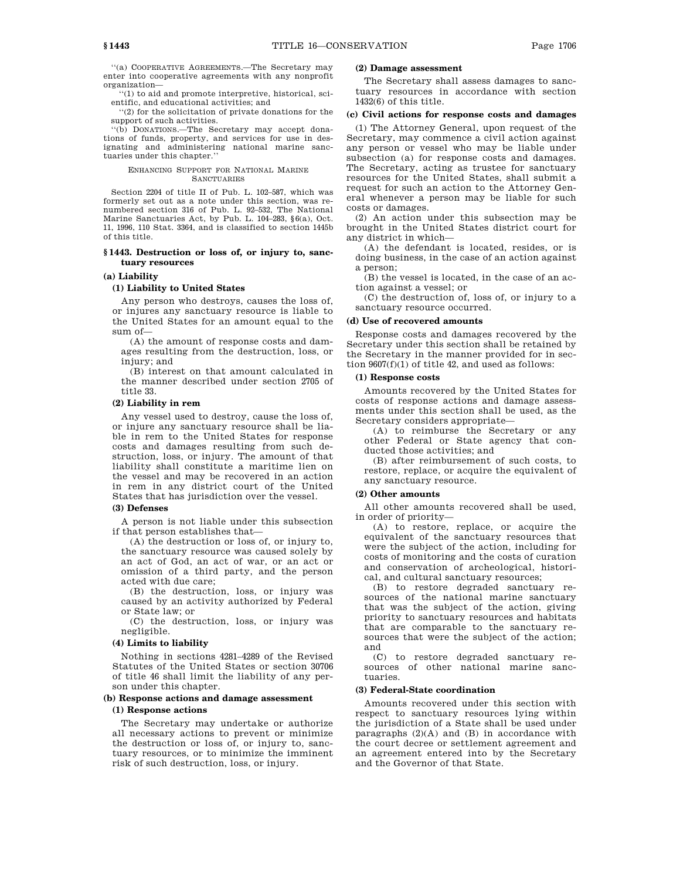"(a) COOPERATIVE AGREEMENTS.—The Secretary may enter into cooperative agreements with any nonprofit organization—

"(1) to aid and promote interpretive, historical, scientific, and educational activities; and

"(2) for the solicitation of private donations for the support of such activities.

"(b) DONATIONS.—The Secretary may accept donations of funds, property, and services for use in designating and administering national marine sanctuaries under this chapter."

ENHANCING SUPPORT FOR NATIONAL MARINE SANCTUARIES

Section 2204 of title II of Pub. L. 102–587, which was formerly set out as a note under this section, was renumbered section 316 of Pub. L. 92–532, The National Marine Sanctuaries Act, by Pub. L. 104–283, §6(a), Oct. 11, 1996, 110 Stat. 3364, and is classified to section 1445b of this title.

## §1443. Destruction or loss of, or injury to, sanctuary resources

### (a) Liability

#### (1) Liability to United States

Any person who destroys, causes the loss of, or injures any sanctuary resource is liable to the United States for an amount equal to the sum of—

(A) the amount of response costs and damages resulting from the destruction, loss, or injury; and

(B) interest on that amount calculated in the manner described under section 2705 of title 33.

#### (2) Liability in rem

Any vessel used to destroy, cause the loss of, or injure any sanctuary resource shall be liable in rem to the United States for response costs and damages resulting from such destruction, loss, or injury. The amount of that liability shall constitute a maritime lien on the vessel and may be recovered in an action in rem in any district court of the United States that has jurisdiction over the vessel.

#### (3) Defenses

A person is not liable under this subsection if that person establishes that—

(A) the destruction or loss of, or injury to, the sanctuary resource was caused solely by an act of God, an act of war, or an act or omission of a third party, and the person acted with due care;

(B) the destruction, loss, or injury was caused by an activity authorized by Federal or State law; or

(C) the destruction, loss, or injury was negligible.

#### (4) Limits to liability

Nothing in sections 4281–4289 of the Revised Statutes of the United States or section 30706 of title 46 shall limit the liability of any person under this chapter.

### (b) Response actions and damage assessment

#### (1) Response actions

The Secretary may undertake or authorize all necessary actions to prevent or minimize the destruction or loss of, or injury to, sanctuary resources, or to minimize the imminent risk of such destruction, loss, or injury.

#### (2) Damage assessment

The Secretary shall assess damages to sanctuary resources in accordance with section 1432(6) of this title.

### (c) Civil actions for response costs and damages

(1) The Attorney General, upon request of the Secretary, may commence a civil action against any person or vessel who may be liable under subsection (a) for response costs and damages. The Secretary, acting as trustee for sanctuary resources for the United States, shall submit a request for such an action to the Attorney General whenever a person may be liable for such costs or damages.

(2) An action under this subsection may be brought in the United States district court for any district in which—

(A) the defendant is located, resides, or is doing business, in the case of an action against a person;

(B) the vessel is located, in the case of an action against a vessel; or

(C) the destruction of, loss of, or injury to a sanctuary resource occurred.

### (d) Use of recovered amounts

Response costs and damages recovered by the Secretary under this section shall be retained by the Secretary in the manner provided for in section 9607(f)(1) of title 42, and used as follows:

#### (1) Response costs

Amounts recovered by the United States for costs of response actions and damage assessments under this section shall be used, as the Secretary considers appropriate—

(A) to reimburse the Secretary or any other Federal or State agency that conducted those activities; and

(B) after reimbursement of such costs, to restore, replace, or acquire the equivalent of any sanctuary resource.

#### (2) Other amounts

All other amounts recovered shall be used, in order of priority—

(A) to restore, replace, or acquire the equivalent of the sanctuary resources that were the subject of the action, including for costs of monitoring and the costs of curation and conservation of archeological, historical, and cultural sanctuary resources;

(B) to restore degraded sanctuary resources of the national marine sanctuary that was the subject of the action, giving priority to sanctuary resources and habitats that are comparable to the sanctuary resources that were the subject of the action; and

(C) to restore degraded sanctuary resources of other national marine sanctuaries.

#### (3) Federal-State coordination

Amounts recovered under this section with respect to sanctuary resources lying within the jurisdiction of a State shall be used under paragraphs (2)(A) and (B) in accordance with the court decree or settlement agreement and an agreement entered into by the Secretary and the Governor of that State.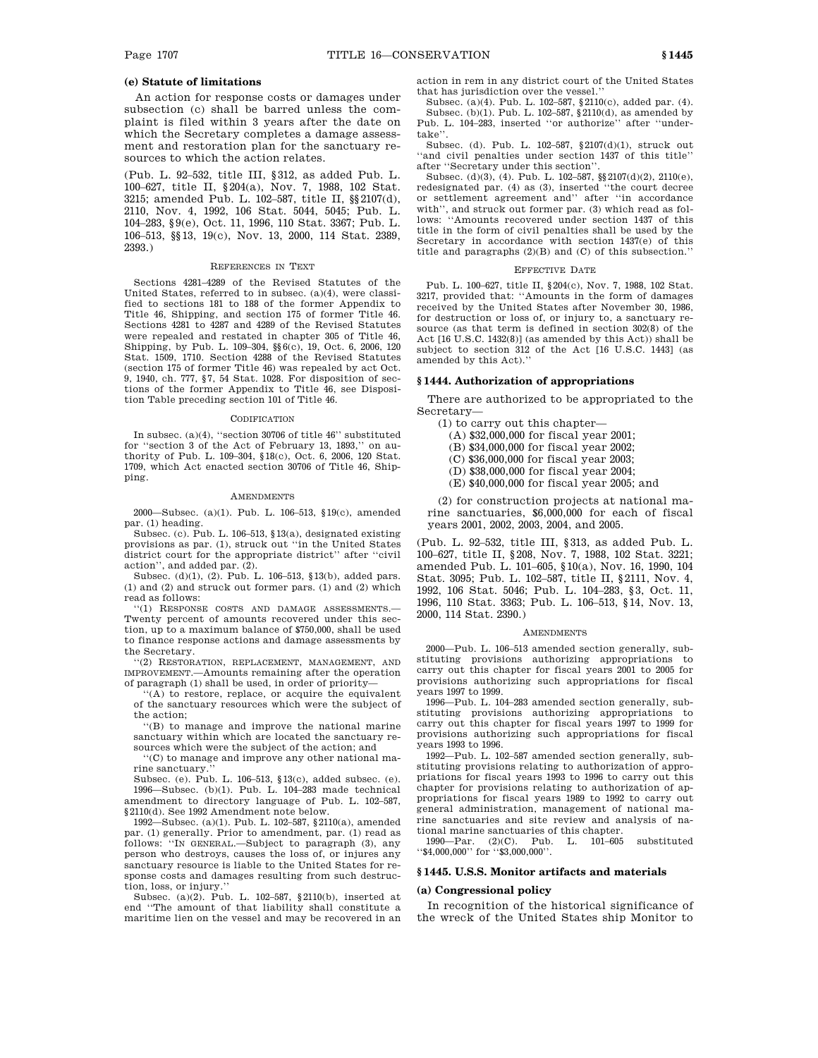### (e) Statute of limitations

An action for response costs or damages under subsection (c) shall be barred unless the complaint is filed within 3 years after the date on which the Secretary completes a damage assessment and restoration plan for the sanctuary resources to which the action relates.

(Pub. L. 92–532, title III, §312, as added Pub. L. 100–627, title II, §204(a), Nov. 7, 1988, 102 Stat. 3215; amended Pub. L. 102–587, title II, §§2107(d), 2110, Nov. 4, 1992, 106 Stat. 5044, 5045; Pub. L. 104–283, §9(e), Oct. 11, 1996, 110 Stat. 3367; Pub. L. 106–513, §§13, 19(c), Nov. 13, 2000, 114 Stat. 2389, 2393.)

REFERENCES IN TEXT

Sections 4281–4289 of the Revised Statutes of the United States, referred to in subsec. (a)(4), were classified to sections 181 to 188 of the former Appendix to Title 46, Shipping, and section 175 of former Title 46. Sections 4281 to 4287 and 4289 of the Revised Statutes were repealed and restated in chapter 305 of Title 46, Shipping, by Pub. L. 109–304, §§6(c), 19, Oct. 6, 2006, 120 Stat. 1509, 1710. Section 4288 of the Revised Statutes (section 175 of former Title 46) was repealed by act Oct. 9, 1940, ch. 777, §7, 54 Stat. 1028. For disposition of sections of the former Appendix to Title 46, see Disposition Table preceding section 101 of Title 46.

CODIFICATION

In subsec. (a)(4), ''section 30706 of title 46'' substituted for ''section 3 of the Act of February 13, 1893,'' on authority of Pub. L. 109–304, §18(c), Oct. 6, 2006, 120 Stat. 1709, which Act enacted section 30706 of Title 46, Shipping.

AMENDMENTS

2000—Subsec. (a)(1). Pub. L. 106–513, §19(c), amended par. (1) heading.

Subsec. (c). Pub. L. 106–513, §13(a), designated existing provisions as par. (1), struck out ''in the United States district court for the appropriate district'' after ''civil action'', and added par. (2).

Subsec. (d)(1), (2). Pub. L. 106–513, §13(b), added pars. (1) and (2) and struck out former pars. (1) and (2) which read as follows:

''(1) RESPONSE COSTS AND DAMAGE ASSESSMENTS.—Twenty percent of amounts recovered under this section, up to a maximum balance of $750,000, shall be used to finance response actions and damage assessments by the Secretary.

''(2) RESTORATION, REPLACEMENT, MANAGEMENT, AND IMPROVEMENT.—Amounts remaining after the operation of paragraph (1) shall be used, in order of priority—

''(A) to restore, replace, or acquire the equivalent of the sanctuary resources which were the subject of the action;

''(B) to manage and improve the national marine sanctuary within which are located the sanctuary resources which were the subject of the action; and

''(C) to manage and improve any other national marine sanctuary.''

Subsec. (e). Pub. L. 106–513, §13(c), added subsec. (e).

1996—Subsec. (b)(1). Pub. L. 104–283 made technical amendment to directory language of Pub. L. 102–587, §2110(d). See 1992 Amendment note below.

1992—Subsec. (a)(1). Pub. L. 102–587, §2110(a), amended par. (1) generally. Prior to amendment, par. (1) read as follows: ''IN GENERAL.—Subject to paragraph (3), any person who destroys, causes the loss of, or injures any sanctuary resource is liable to the United States for response costs and damages resulting from such destruction, loss, or injury.''

Subsec. (a)(2). Pub. L. 102–587, §2110(b), inserted at end ''The amount of that liability shall constitute a maritime lien on the vessel and may be recovered in an action in rem in any district court of the United States that has jurisdiction over the vessel.''

Subsec. (a)(4). Pub. L. 102–587, §2110(c), added par. (4).

Subsec. (b)(1). Pub. L. 102–587, §2110(d), as amended by Pub. L. 104–283, inserted ''or authorize'' after ''undertake''.

Subsec. (d). Pub. L. 102–587, §2107(d)(1), struck out ''and civil penalties under section 1437 of this title'' after ''Secretary under this section''.

Subsec. (d)(3), (4). Pub. L. 102–587, §§2107(d)(2), 2110(e), redesignated par. (4) as (3), inserted ''the court decree or settlement agreement and'' after ''in accordance with'', and struck out former par. (3) which read as follows: ''Amounts recovered under section 1437 of this title in the form of civil penalties shall be used by the Secretary in accordance with section 1437(e) of this title and paragraphs (2)(B) and (C) of this subsection.''

EFFECTIVE DATE

Pub. L. 100–627, title II, §204(c), Nov. 7, 1988, 102 Stat. 3217, provided that: ''Amounts in the form of damages received by the United States after November 30, 1986, for destruction or loss of, or injury to, a sanctuary resource (as that term is defined in section 302(8) of the Act [16 U.S.C. 1432(8)] (as amended by this Act)) shall be subject to section 312 of the Act [16 U.S.C. 1443] (as amended by this Act).''

## §1444. Authorization of appropriations

There are authorized to be appropriated to the Secretary—

(1) to carry out this chapter—

(A) $32,000,000 for fiscal year 2001;

(B) $34,000,000 for fiscal year 2002;

(C) $36,000,000 for fiscal year 2003;

(D) $38,000,000 for fiscal year 2004;

(E) $40,000,000 for fiscal year 2005; and

(2) for construction projects at national marine sanctuaries, $6,000,000 for each of fiscal years 2001, 2002, 2003, 2004, and 2005.

(Pub. L. 92–532, title III, §313, as added Pub. L. 100–627, title II, §208, Nov. 7, 1988, 102 Stat. 3221; amended Pub. L. 101–605, §10(a), Nov. 16, 1990, 104 Stat. 3095; Pub. L. 102–587, title II, §2111, Nov. 4, 1992, 106 Stat. 5046; Pub. L. 104–283, §3, Oct. 11, 1996, 110 Stat. 3363; Pub. L. 106–513, §14, Nov. 13, 2000, 114 Stat. 2390.)

AMENDMENTS

2000—Pub. L. 106–513 amended section generally, substituting provisions authorizing appropriations to carry out this chapter for fiscal years 2001 to 2005 for provisions authorizing such appropriations for fiscal years 1997 to 1999.

1996—Pub. L. 104–283 amended section generally, substituting provisions authorizing appropriations to carry out this chapter for fiscal years 1997 to 1999 for provisions authorizing such appropriations for fiscal years 1993 to 1996.

1992—Pub. L. 102–587 amended section generally, substituting provisions relating to authorization of appropriations for fiscal years 1993 to 1996 to carry out this chapter for provisions relating to authorization of appropriations for fiscal years 1989 to 1992 to carry out general administration, management of national marine sanctuaries and site review and analysis of national marine sanctuaries of this chapter.

1990—Par. (2)(C). Pub. L. 101–605 substituted ''$4,000,000'' for ''$3,000,000''.

## §1445. U.S.S. Monitor artifacts and materials

### (a) Congressional policy

In recognition of the historical significance of the wreck of the United States ship Monitor to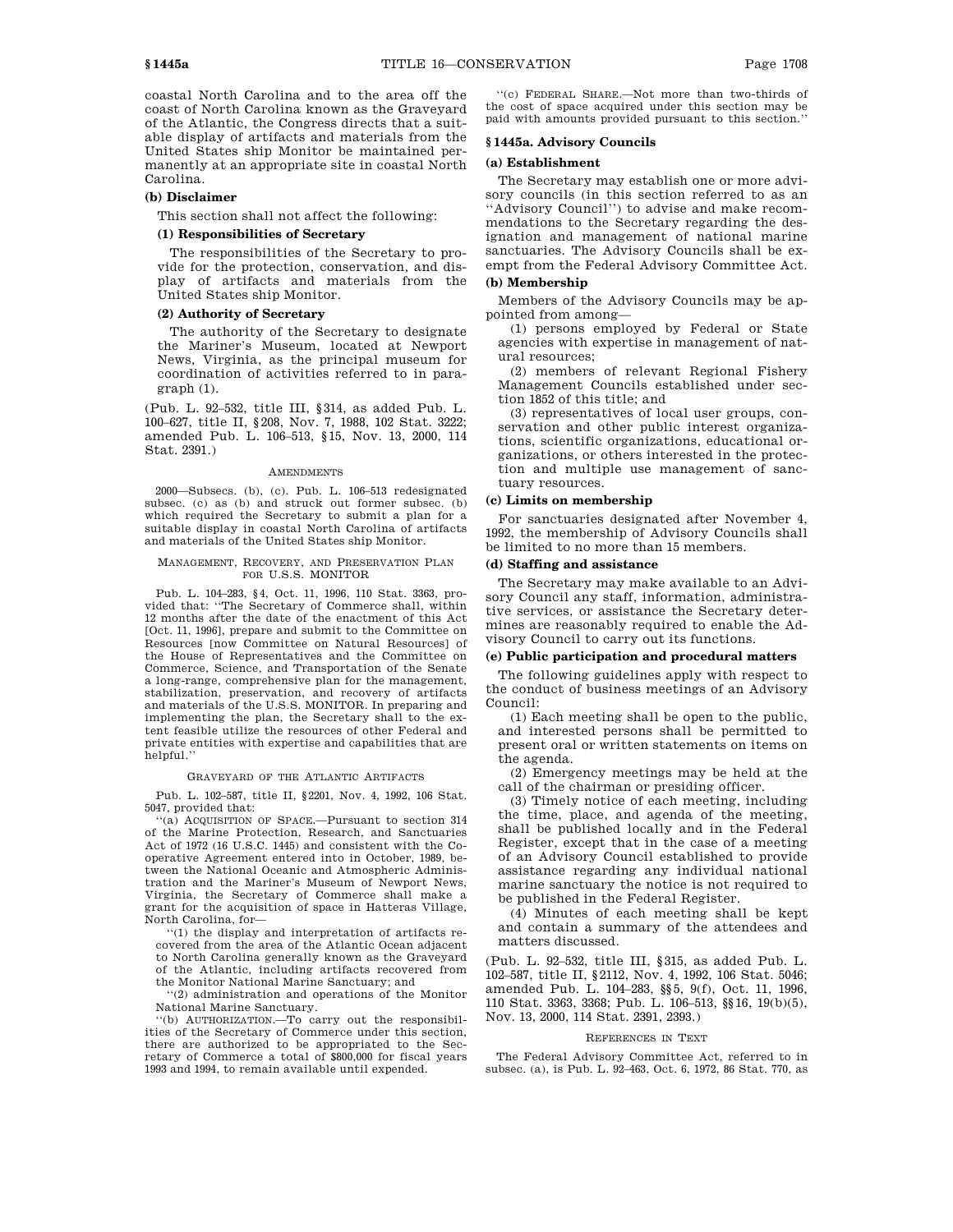coastal North Carolina and to the area off the coast of North Carolina known as the Graveyard of the Atlantic, the Congress directs that a suitable display of artifacts and materials from the United States ship Monitor be maintained permanently at an appropriate site in coastal North Carolina.

**(b) Disclaimer**

This section shall not affect the following:

**(1) Responsibilities of Secretary**

The responsibilities of the Secretary to provide for the protection, conservation, and display of artifacts and materials from the United States ship Monitor.

**(2) Authority of Secretary**

The authority of the Secretary to designate the Mariner's Museum, located at Newport News, Virginia, as the principal museum for coordination of activities referred to in paragraph (1).

(Pub. L. 92–532, title III, §314, as added Pub. L. 100–627, title II, §208, Nov. 7, 1988, 102 Stat. 3222; amended Pub. L. 106–513, §15, Nov. 13, 2000, 114 Stat. 2391.)

AMENDMENTS

2000—Subsecs. (b), (c). Pub. L. 106–513 redesignated subsec. (c) as (b) and struck out former subsec. (b) which required the Secretary to submit a plan for a suitable display in coastal North Carolina of artifacts and materials of the United States ship Monitor.

MANAGEMENT, RECOVERY, AND PRESERVATION PLAN FOR U.S.S. MONITOR

Pub. L. 104–283, §4, Oct. 11, 1996, 110 Stat. 3363, provided that: ''The Secretary of Commerce shall, within 12 months after the date of the enactment of this Act [Oct. 11, 1996], prepare and submit to the Committee on Resources [now Committee on Natural Resources] of the House of Representatives and the Committee on Commerce, Science, and Transportation of the Senate a long-range, comprehensive plan for the management, stabilization, preservation, and recovery of artifacts and materials of the U.S.S. MONITOR. In preparing and implementing the plan, the Secretary shall to the extent feasible utilize the resources of other Federal and private entities with expertise and capabilities that are helpful.''

GRAVEYARD OF THE ATLANTIC ARTIFACTS

Pub. L. 102–587, title II, §2201, Nov. 4, 1992, 106 Stat. 5047, provided that:

''(a) ACQUISITION OF SPACE.—Pursuant to section 314 of the Marine Protection, Research, and Sanctuaries Act of 1972 (16 U.S.C. 1445) and consistent with the Cooperative Agreement entered into in October, 1989, between the National Oceanic and Atmospheric Administration and the Mariner's Museum of Newport News, Virginia, the Secretary of Commerce shall make a grant for the acquisition of space in Hatteras Village, North Carolina, for—

''(1) the display and interpretation of artifacts recovered from the area of the Atlantic Ocean adjacent to North Carolina generally known as the Graveyard of the Atlantic, including artifacts recovered from the Monitor National Marine Sanctuary; and

''(2) administration and operations of the Monitor National Marine Sanctuary.

''(b) AUTHORIZATION.—To carry out the responsibilities of the Secretary of Commerce under this section, there are authorized to be appropriated to the Secretary of Commerce a total of $800,000 for fiscal years 1993 and 1994, to remain available until expended.

''(c) FEDERAL SHARE.—Not more than two-thirds of the cost of space acquired under this section may be paid with amounts provided pursuant to this section.''

## §1445a. Advisory Councils

**(a) Establishment**

The Secretary may establish one or more advisory councils (in this section referred to as an ''Advisory Council'') to advise and make recommendations to the Secretary regarding the designation and management of national marine sanctuaries. The Advisory Councils shall be exempt from the Federal Advisory Committee Act.

**(b) Membership**

Members of the Advisory Councils may be appointed from among—

(1) persons employed by Federal or State agencies with expertise in management of natural resources;

(2) members of relevant Regional Fishery Management Councils established under section 1852 of this title; and

(3) representatives of local user groups, conservation and other public interest organizations, scientific organizations, educational organizations, or others interested in the protection and multiple use management of sanctuary resources.

**(c) Limits on membership**

For sanctuaries designated after November 4, 1992, the membership of Advisory Councils shall be limited to no more than 15 members.

**(d) Staffing and assistance**

The Secretary may make available to an Advisory Council any staff, information, administrative services, or assistance the Secretary determines are reasonably required to enable the Advisory Council to carry out its functions.

**(e) Public participation and procedural matters**

The following guidelines apply with respect to the conduct of business meetings of an Advisory Council:

(1) Each meeting shall be open to the public, and interested persons shall be permitted to present oral or written statements on items on the agenda.

(2) Emergency meetings may be held at the call of the chairman or presiding officer.

(3) Timely notice of each meeting, including the time, place, and agenda of the meeting, shall be published locally and in the Federal Register, except that in the case of a meeting of an Advisory Council established to provide assistance regarding any individual national marine sanctuary the notice is not required to be published in the Federal Register.

(4) Minutes of each meeting shall be kept and contain a summary of the attendees and matters discussed.

(Pub. L. 92–532, title III, §315, as added Pub. L. 102–587, title II, §2112, Nov. 4, 1992, 106 Stat. 5046; amended Pub. L. 104–283, §§5, 9(f), Oct. 11, 1996, 110 Stat. 3363, 3368; Pub. L. 106–513, §§16, 19(b)(5), Nov. 13, 2000, 114 Stat. 2391, 2393.)

REFERENCES IN TEXT

The Federal Advisory Committee Act, referred to in subsec. (a), is Pub. L. 92–463, Oct. 6, 1972, 86 Stat. 770, as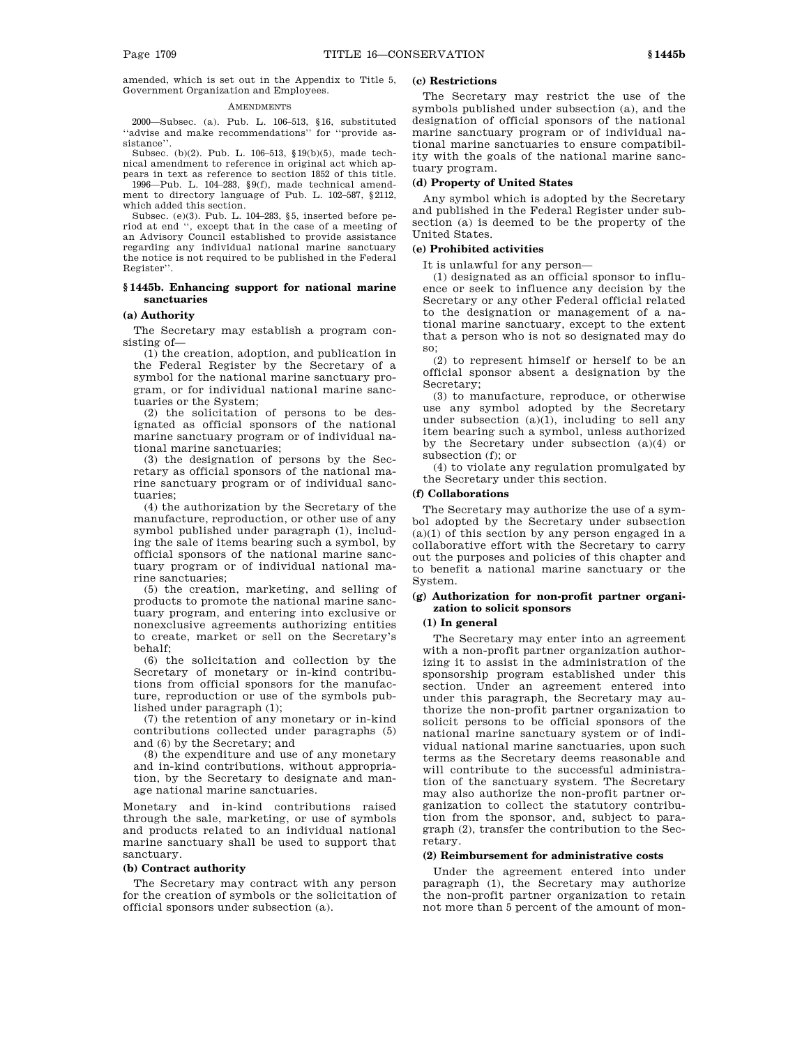amended, which is set out in the Appendix to Title 5, Government Organization and Employees.

AMENDMENTS

2000—Subsec. (a). Pub. L. 106–513, §16, substituted ''advise and make recommendations'' for ''provide assistance''.

Subsec. (b)(2). Pub. L. 106–513, §19(b)(5), made technical amendment to reference in original act which appears in text as reference to section 1852 of this title.

1996—Pub. L. 104–283, §9(f), made technical amendment to directory language of Pub. L. 102–587, §2112, which added this section.

Subsec. (e)(3). Pub. L. 104–283, §5, inserted before period at end '', except that in the case of a meeting of an Advisory Council established to provide assistance regarding any individual national marine sanctuary the notice is not required to be published in the Federal Register''.

## §1445b. Enhancing support for national marine sanctuaries

### (a) Authority

The Secretary may establish a program consisting of—

(1) the creation, adoption, and publication in the Federal Register by the Secretary of a symbol for the national marine sanctuary program, or for individual national marine sanctuaries or the System;

(2) the solicitation of persons to be designated as official sponsors of the national marine sanctuary program or of individual national marine sanctuaries;

(3) the designation of persons by the Secretary as official sponsors of the national marine sanctuary program or of individual sanctuaries;

(4) the authorization by the Secretary of the manufacture, reproduction, or other use of any symbol published under paragraph (1), including the sale of items bearing such a symbol, by official sponsors of the national marine sanctuary program or of individual national marine sanctuaries;

(5) the creation, marketing, and selling of products to promote the national marine sanctuary program, and entering into exclusive or nonexclusive agreements authorizing entities to create, market or sell on the Secretary's behalf;

(6) the solicitation and collection by the Secretary of monetary or in-kind contributions from official sponsors for the manufacture, reproduction or use of the symbols published under paragraph (1);

(7) the retention of any monetary or in-kind contributions collected under paragraphs (5) and (6) by the Secretary; and

(8) the expenditure and use of any monetary and in-kind contributions, without appropriation, by the Secretary to designate and manage national marine sanctuaries.

Monetary and in-kind contributions raised through the sale, marketing, or use of symbols and products related to an individual national marine sanctuary shall be used to support that sanctuary.

### (b) Contract authority

The Secretary may contract with any person for the creation of symbols or the solicitation of official sponsors under subsection (a).

### (c) Restrictions

The Secretary may restrict the use of the symbols published under subsection (a), and the designation of official sponsors of the national marine sanctuary program or of individual national marine sanctuaries to ensure compatibility with the goals of the national marine sanctuary program.

### (d) Property of United States

Any symbol which is adopted by the Secretary and published in the Federal Register under subsection (a) is deemed to be the property of the United States.

### (e) Prohibited activities

It is unlawful for any person—

(1) designated as an official sponsor to influence or seek to influence any decision by the Secretary or any other Federal official related to the designation or management of a national marine sanctuary, except to the extent that a person who is not so designated may do so;

(2) to represent himself or herself to be an official sponsor absent a designation by the Secretary;

(3) to manufacture, reproduce, or otherwise use any symbol adopted by the Secretary under subsection (a)(1), including to sell any item bearing such a symbol, unless authorized by the Secretary under subsection (a)(4) or subsection (f); or

(4) to violate any regulation promulgated by the Secretary under this section.

### (f) Collaborations

The Secretary may authorize the use of a symbol adopted by the Secretary under subsection (a)(1) of this section by any person engaged in a collaborative effort with the Secretary to carry out the purposes and policies of this chapter and to benefit a national marine sanctuary or the System.

### (g) Authorization for non-profit partner organization to solicit sponsors

#### (1) In general

The Secretary may enter into an agreement with a non-profit partner organization authorizing it to assist in the administration of the sponsorship program established under this section. Under an agreement entered into under this paragraph, the Secretary may authorize the non-profit partner organization to solicit persons to be official sponsors of the national marine sanctuary system or of individual national marine sanctuaries, upon such terms as the Secretary deems reasonable and will contribute to the successful administration of the sanctuary system. The Secretary may also authorize the non-profit partner organization to collect the statutory contribution from the sponsor, and, subject to paragraph (2), transfer the contribution to the Secretary.

#### (2) Reimbursement for administrative costs

Under the agreement entered into under paragraph (1), the Secretary may authorize the non-profit partner organization to retain not more than 5 percent of the amount of mon-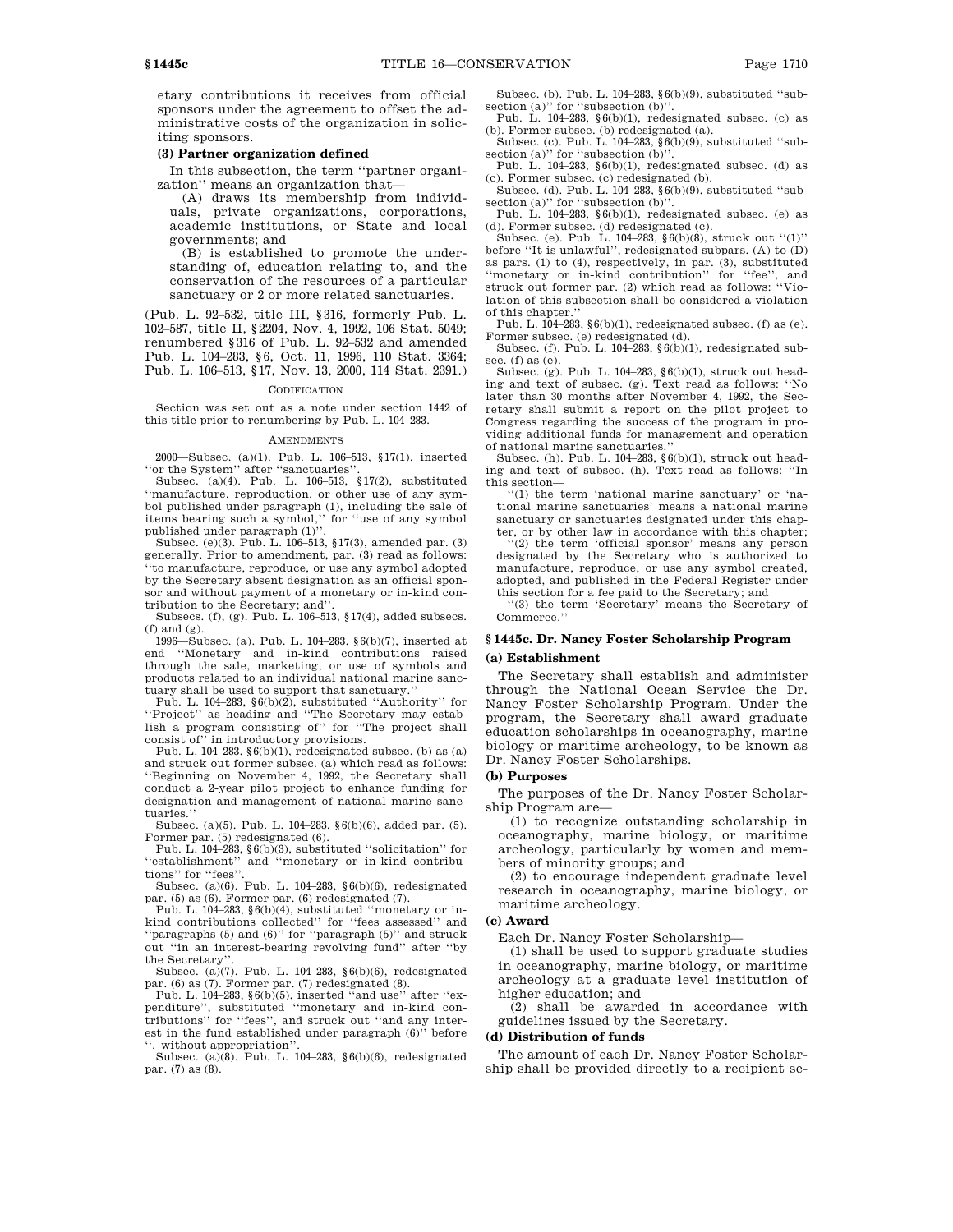etary contributions it receives from official sponsors under the agreement to offset the administrative costs of the organization in soliciting sponsors.

**(3) Partner organization defined**

In this subsection, the term ''partner organization'' means an organization that—

(A) draws its membership from individuals, private organizations, corporations, academic institutions, or State and local governments; and

(B) is established to promote the understanding of, education relating to, and the conservation of the resources of a particular sanctuary or 2 or more related sanctuaries.

(Pub. L. 92–532, title III, §316, formerly Pub. L. 102–587, title II, §2204, Nov. 4, 1992, 106 Stat. 5049; renumbered §316 of Pub. L. 92–532 and amended Pub. L. 104–283, §6, Oct. 11, 1996, 110 Stat. 3364; Pub. L. 106–513, §17, Nov. 13, 2000, 114 Stat. 2391.)

CODIFICATION

Section was set out as a note under section 1442 of this title prior to renumbering by Pub. L. 104–283.

AMENDMENTS

2000—Subsec. (a)(1). Pub. L. 106–513, §17(1), inserted ''or the System'' after ''sanctuaries''.

Subsec. (a)(4). Pub. L. 106–513, §17(2), substituted ''manufacture, reproduction, or other use of any symbol published under paragraph (1), including the sale of items bearing such a symbol,'' for ''use of any symbol published under paragraph (1)''.

Subsec. (e)(3). Pub. L. 106–513, §17(3), amended par. (3) generally. Prior to amendment, par. (3) read as follows: ''to manufacture, reproduce, or use any symbol adopted by the Secretary absent designation as an official sponsor and without payment of a monetary or in-kind contribution to the Secretary; and''.

Subsecs. (f), (g). Pub. L. 106–513, §17(4), added subsecs. (f) and (g).

1996—Subsec. (a). Pub. L. 104–283, §6(b)(7), inserted at end ''Monetary and in-kind contributions raised through the sale, marketing, or use of symbols and products related to an individual national marine sanctuary shall be used to support that sanctuary.''

Pub. L. 104–283, §6(b)(2), substituted ''Authority'' for ''Project'' as heading and ''The Secretary may establish a program consisting of'' for ''The project shall consist of'' in introductory provisions.

Pub. L. 104–283, §6(b)(1), redesignated subsec. (b) as (a) and struck out former subsec. (a) which read as follows: ''Beginning on November 4, 1992, the Secretary shall conduct a 2-year pilot project to enhance funding for designation and management of national marine sanctuaries.''

Subsec. (a)(5). Pub. L. 104–283, §6(b)(6), added par. (5). Former par. (5) redesignated (6).

Pub. L. 104–283, §6(b)(3), substituted ''solicitation'' for ''establishment'' and ''monetary or in-kind contributions'' for ''fees''.

Subsec. (a)(6). Pub. L. 104–283, §6(b)(6), redesignated par. (5) as (6). Former par. (6) redesignated (7).

Pub. L. 104–283, §6(b)(4), substituted ''monetary or in-kind contributions collected'' for ''fees assessed'' and ''paragraphs (5) and (6)'' for ''paragraph (5)'' and struck out ''in an interest-bearing revolving fund'' after ''by the Secretary''.

Subsec. (a)(7). Pub. L. 104–283, §6(b)(6), redesignated par. (6) as (7). Former par. (7) redesignated (8).

Pub. L. 104–283, §6(b)(5), inserted ''and use'' after ''expenditure'', substituted ''monetary and in-kind contributions'' for ''fees'', and struck out ''and any interest in the fund established under paragraph (6)'' before '', without appropriation''.

Subsec. (a)(8). Pub. L. 104–283, §6(b)(6), redesignated par. (7) as (8).

Subsec. (b). Pub. L. 104–283, §6(b)(9), substituted ''subsection (a)'' for ''subsection (b)''.

Pub. L. 104–283, §6(b)(1), redesignated subsec. (c) as (b). Former subsec. (b) redesignated (a).

Subsec. (c). Pub. L. 104–283, §6(b)(9), substituted ''subsection (a)'' for ''subsection (b)''.

Pub. L. 104–283, §6(b)(1), redesignated subsec. (d) as (c). Former subsec. (c) redesignated (b).

Subsec. (d). Pub. L. 104–283, §6(b)(9), substituted ''subsection (a)'' for ''subsection (b)''.

Pub. L. 104–283, §6(b)(1), redesignated subsec. (e) as (d). Former subsec. (d) redesignated (c).

Subsec. (e). Pub. L. 104–283, §6(b)(8), struck out ''(1)'' before ''It is unlawful'', redesignated subpars. (A) to (D) as pars. (1) to (4), respectively, in par. (3), substituted ''monetary or in-kind contribution'' for ''fee'', and struck out former par. (2) which read as follows: ''Violation of this subsection shall be considered a violation of this chapter.''

Pub. L. 104–283, §6(b)(1), redesignated subsec. (f) as (e). Former subsec. (e) redesignated (d).

Subsec. (f). Pub. L. 104–283, §6(b)(1), redesignated subsec. (f) as (e).

Subsec. (g). Pub. L. 104–283, §6(b)(1), struck out heading and text of subsec. (g). Text read as follows: ''No later than 30 months after November 4, 1992, the Secretary shall submit a report on the pilot project to Congress regarding the success of the program in providing additional funds for management and operation of national marine sanctuaries.''

Subsec. (h). Pub. L. 104–283, §6(b)(1), struck out heading and text of subsec. (h). Text read as follows: ''In this section—

''(1) the term 'national marine sanctuary' or 'national marine sanctuaries' means a national marine sanctuary or sanctuaries designated under this chapter, or by other law in accordance with this chapter;

''(2) the term 'official sponsor' means any person designated by the Secretary who is authorized to manufacture, reproduce, or use any symbol created, adopted, and published in the Federal Register under this section for a fee paid to the Secretary; and

''(3) the term 'Secretary' means the Secretary of Commerce.''

## §1445c. Dr. Nancy Foster Scholarship Program

**(a) Establishment**

The Secretary shall establish and administer through the National Ocean Service the Dr. Nancy Foster Scholarship Program. Under the program, the Secretary shall award graduate education scholarships in oceanography, marine biology or maritime archeology, to be known as Dr. Nancy Foster Scholarships.

**(b) Purposes**

The purposes of the Dr. Nancy Foster Scholarship Program are—

(1) to recognize outstanding scholarship in oceanography, marine biology, or maritime archeology, particularly by women and members of minority groups; and

(2) to encourage independent graduate level research in oceanography, marine biology, or maritime archeology.

**(c) Award**

Each Dr. Nancy Foster Scholarship—

(1) shall be used to support graduate studies in oceanography, marine biology, or maritime archeology at a graduate level institution of higher education; and

(2) shall be awarded in accordance with guidelines issued by the Secretary.

**(d) Distribution of funds**

The amount of each Dr. Nancy Foster Scholarship shall be provided directly to a recipient se-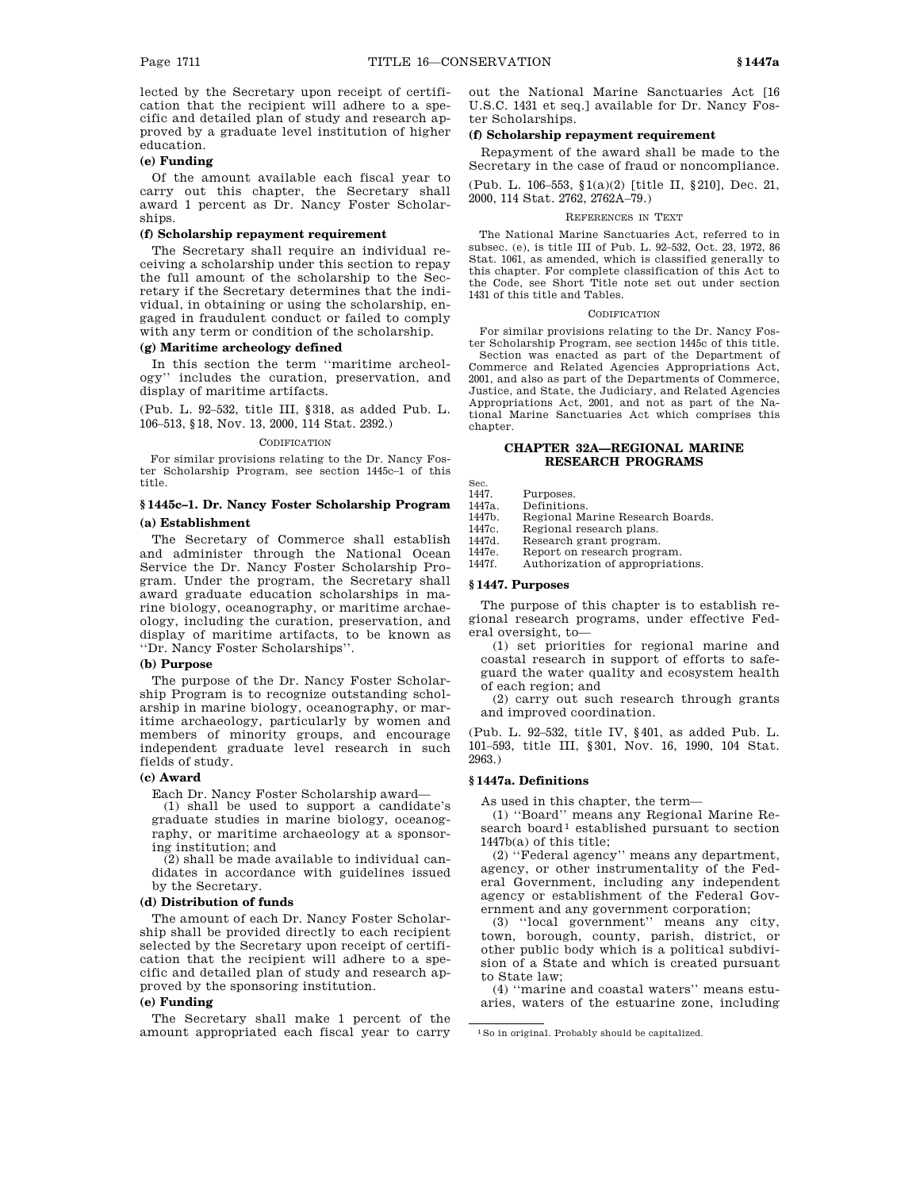lected by the Secretary upon receipt of certification that the recipient will adhere to a specific and detailed plan of study and research approved by a graduate level institution of higher education.

**(e) Funding**

Of the amount available each fiscal year to carry out this chapter, the Secretary shall award 1 percent as Dr. Nancy Foster Scholarships.

**(f) Scholarship repayment requirement**

The Secretary shall require an individual receiving a scholarship under this section to repay the full amount of the scholarship to the Secretary if the Secretary determines that the individual, in obtaining or using the scholarship, engaged in fraudulent conduct or failed to comply with any term or condition of the scholarship.

**(g) Maritime archeology defined**

In this section the term ''maritime archeology'' includes the curation, preservation, and display of maritime artifacts.

(Pub. L. 92–532, title III, §318, as added Pub. L. 106–513, §18, Nov. 13, 2000, 114 Stat. 2392.)

CODIFICATION

For similar provisions relating to the Dr. Nancy Foster Scholarship Program, see section 1445c–1 of this title.

### §1445c–1. Dr. Nancy Foster Scholarship Program

**(a) Establishment**

The Secretary of Commerce shall establish and administer through the National Ocean Service the Dr. Nancy Foster Scholarship Program. Under the program, the Secretary shall award graduate education scholarships in marine biology, oceanography, or maritime archaeology, including the curation, preservation, and display of maritime artifacts, to be known as ''Dr. Nancy Foster Scholarships''.

**(b) Purpose**

The purpose of the Dr. Nancy Foster Scholarship Program is to recognize outstanding scholarship in marine biology, oceanography, or maritime archaeology, particularly by women and members of minority groups, and encourage independent graduate level research in such fields of study.

**(c) Award**

Each Dr. Nancy Foster Scholarship award—

(1) shall be used to support a candidate's graduate studies in marine biology, oceanography, or maritime archaeology at a sponsoring institution; and

(2) shall be made available to individual candidates in accordance with guidelines issued by the Secretary.

**(d) Distribution of funds**

The amount of each Dr. Nancy Foster Scholarship shall be provided directly to each recipient selected by the Secretary upon receipt of certification that the recipient will adhere to a specific and detailed plan of study and research approved by the sponsoring institution.

**(e) Funding**

The Secretary shall make 1 percent of the amount appropriated each fiscal year to carry out the National Marine Sanctuaries Act [16 U.S.C. 1431 et seq.] available for Dr. Nancy Foster Scholarships.

**(f) Scholarship repayment requirement**

Repayment of the award shall be made to the Secretary in the case of fraud or noncompliance.

(Pub. L. 106–553, §1(a)(2) [title II, §210], Dec. 21, 2000, 114 Stat. 2762, 2762A–79.)

REFERENCES IN TEXT

The National Marine Sanctuaries Act, referred to in subsec. (e), is title III of Pub. L. 92–532, Oct. 23, 1972, 86 Stat. 1061, as amended, which is classified generally to this chapter. For complete classification of this Act to the Code, see Short Title note set out under section 1431 of this title and Tables.

CODIFICATION

For similar provisions relating to the Dr. Nancy Foster Scholarship Program, see section 1445c of this title.

Section was enacted as part of the Department of Commerce and Related Agencies Appropriations Act, 2001, and also as part of the Departments of Commerce, Justice, and State, the Judiciary, and Related Agencies Appropriations Act, 2001, and not as part of the National Marine Sanctuaries Act which comprises this chapter.

## CHAPTER 32A—REGIONAL MARINE RESEARCH PROGRAMS

| Sec. | |
|---|---|
| 1447. | Purposes. |
| 1447a. | Definitions. |
| 1447b. | Regional Marine Research Boards. |
| 1447c. | Regional research plans. |
| 1447d. | Research grant program. |
| 1447e. | Report on research program. |
| 1447f. | Authorization of appropriations. |

### §1447. Purposes

The purpose of this chapter is to establish regional research programs, under effective Federal oversight, to—

(1) set priorities for regional marine and coastal research in support of efforts to safeguard the water quality and ecosystem health of each region; and

(2) carry out such research through grants and improved coordination.

(Pub. L. 92–532, title IV, §401, as added Pub. L. 101–593, title III, §301, Nov. 16, 1990, 104 Stat. 2963.)

### §1447a. Definitions

As used in this chapter, the term—

(1) ''Board'' means any Regional Marine Research board[1] established pursuant to section 1447b(a) of this title;

(2) ''Federal agency'' means any department, agency, or other instrumentality of the Federal Government, including any independent agency or establishment of the Federal Government and any government corporation;

(3) ''local government'' means any city, town, borough, county, parish, district, or other public body which is a political subdivision of a State and which is created pursuant to State law;

(4) ''marine and coastal waters'' means estuaries, waters of the estuarine zone, including

[1] So in original. Probably should be capitalized.